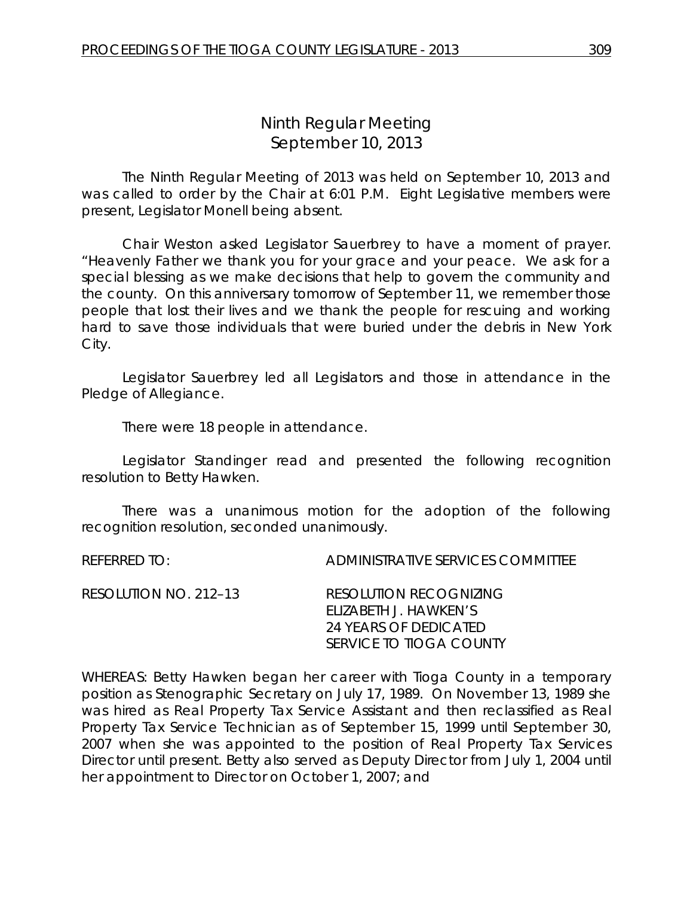# Ninth Regular Meeting
## September 10, 2013

The Ninth Regular Meeting of 2013 was held on September 10, 2013 and was called to order by the Chair at 6:01 P.M. Eight Legislative members were present, Legislator Monell being absent.

Chair Weston asked Legislator Sauerbrey to have a moment of prayer. "Heavenly Father we thank you for your grace and your peace. We ask for a special blessing as we make decisions that help to govern the community and the county. On this anniversary tomorrow of September 11, we remember those people that lost their lives and we thank the people for rescuing and working hard to save those individuals that were buried under the debris in New York City.

Legislator Sauerbrey led all Legislators and those in attendance in the Pledge of Allegiance.

There were 18 people in attendance.

Legislator Standinger read and presented the following recognition resolution to Betty Hawken.

There was a unanimous motion for the adoption of the following recognition resolution, seconded unanimously.

REFERRED TO: ADMINISTRATIVE SERVICES COMMITTEE

RESOLUTION NO. 212–13 RESOLUTION RECOGNIZING ELIZABETH J. HAWKEN'S 24 YEARS OF DEDICATED SERVICE TO TIOGA COUNTY

WHEREAS: Betty Hawken began her career with Tioga County in a temporary position as Stenographic Secretary on July 17, 1989. On November 13, 1989 she was hired as Real Property Tax Service Assistant and then reclassified as Real Property Tax Service Technician as of September 15, 1999 until September 30, 2007 when she was appointed to the position of Real Property Tax Services Director until present. Betty also served as Deputy Director from July 1, 2004 until her appointment to Director on October 1, 2007; and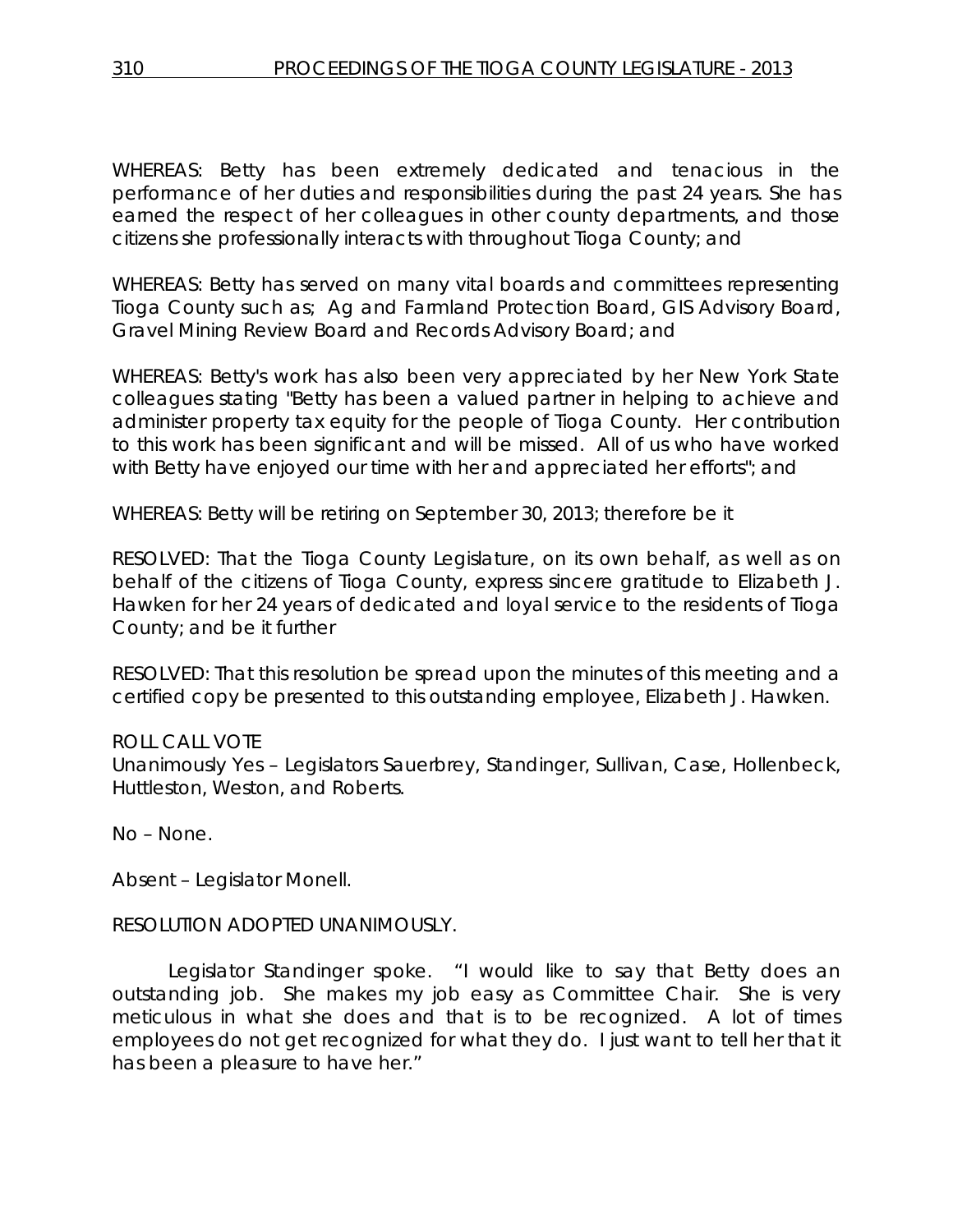WHEREAS: Betty has been extremely dedicated and tenacious in the performance of her duties and responsibilities during the past 24 years. She has earned the respect of her colleagues in other county departments, and those citizens she professionally interacts with throughout Tioga County; and

WHEREAS: Betty has served on many vital boards and committees representing Tioga County such as; Ag and Farmland Protection Board, GIS Advisory Board, Gravel Mining Review Board and Records Advisory Board; and

WHEREAS: Betty's work has also been very appreciated by her New York State colleagues stating "Betty has been a valued partner in helping to achieve and administer property tax equity for the people of Tioga County. Her contribution to this work has been significant and will be missed. All of us who have worked with Betty have enjoyed our time with her and appreciated her efforts"; and

WHEREAS: Betty will be retiring on September 30, 2013; therefore be it

RESOLVED: That the Tioga County Legislature, on its own behalf, as well as on behalf of the citizens of Tioga County, express sincere gratitude to Elizabeth J. Hawken for her 24 years of dedicated and loyal service to the residents of Tioga County; and be it further

RESOLVED: That this resolution be spread upon the minutes of this meeting and a certified copy be presented to this outstanding employee, Elizabeth J. Hawken.

ROLL CALL VOTE
Unanimously Yes – Legislators Sauerbrey, Standinger, Sullivan, Case, Hollenbeck, Huttleston, Weston, and Roberts.

No – None.

Absent – Legislator Monell.

RESOLUTION ADOPTED UNANIMOUSLY.

Legislator Standinger spoke. "I would like to say that Betty does an outstanding job. She makes my job easy as Committee Chair. She is very meticulous in what she does and that is to be recognized. A lot of times employees do not get recognized for what they do. I just want to tell her that it has been a pleasure to have her."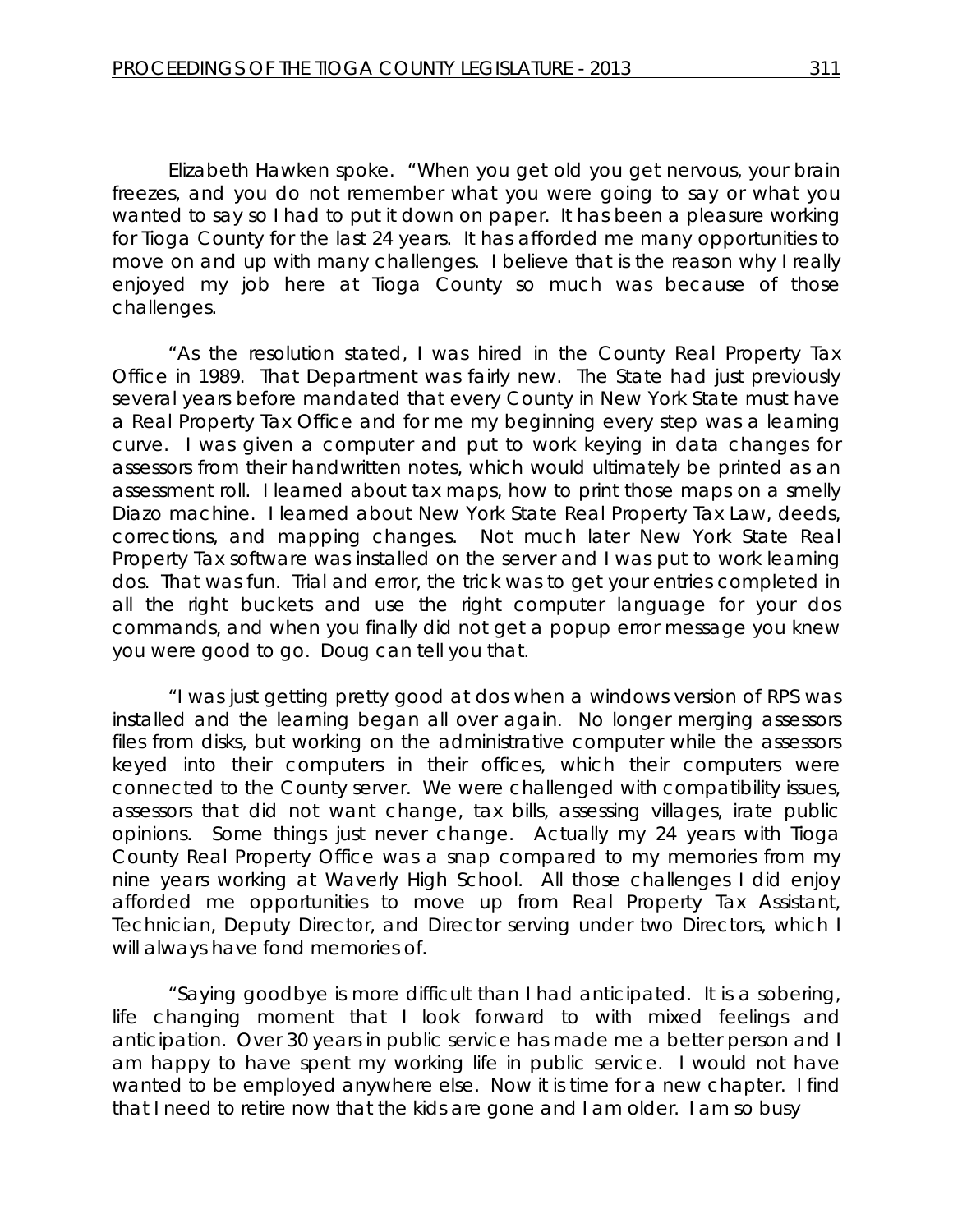Elizabeth Hawken spoke. "When you get old you get nervous, your brain freezes, and you do not remember what you were going to say or what you wanted to say so I had to put it down on paper. It has been a pleasure working for Tioga County for the last 24 years. It has afforded me many opportunities to move on and up with many challenges. I believe that is the reason why I really enjoyed my job here at Tioga County so much was because of those challenges.

"As the resolution stated, I was hired in the County Real Property Tax Office in 1989. That Department was fairly new. The State had just previously several years before mandated that every County in New York State must have a Real Property Tax Office and for me my beginning every step was a learning curve. I was given a computer and put to work keying in data changes for assessors from their handwritten notes, which would ultimately be printed as an assessment roll. I learned about tax maps, how to print those maps on a smelly Diazo machine. I learned about New York State Real Property Tax Law, deeds, corrections, and mapping changes. Not much later New York State Real Property Tax software was installed on the server and I was put to work learning dos. That was fun. Trial and error, the trick was to get your entries completed in all the right buckets and use the right computer language for your dos commands, and when you finally did not get a popup error message you knew you were good to go. Doug can tell you that.

"I was just getting pretty good at dos when a windows version of RPS was installed and the learning began all over again. No longer merging assessors files from disks, but working on the administrative computer while the assessors keyed into their computers in their offices, which their computers were connected to the County server. We were challenged with compatibility issues, assessors that did not want change, tax bills, assessing villages, irate public opinions. Some things just never change. Actually my 24 years with Tioga County Real Property Office was a snap compared to my memories from my nine years working at Waverly High School. All those challenges I did enjoy afforded me opportunities to move up from Real Property Tax Assistant, Technician, Deputy Director, and Director serving under two Directors, which I will always have fond memories of.

"Saying goodbye is more difficult than I had anticipated. It is a sobering, life changing moment that I look forward to with mixed feelings and anticipation. Over 30 years in public service has made me a better person and I am happy to have spent my working life in public service. I would not have wanted to be employed anywhere else. Now it is time for a new chapter. I find that I need to retire now that the kids are gone and I am older. I am so busy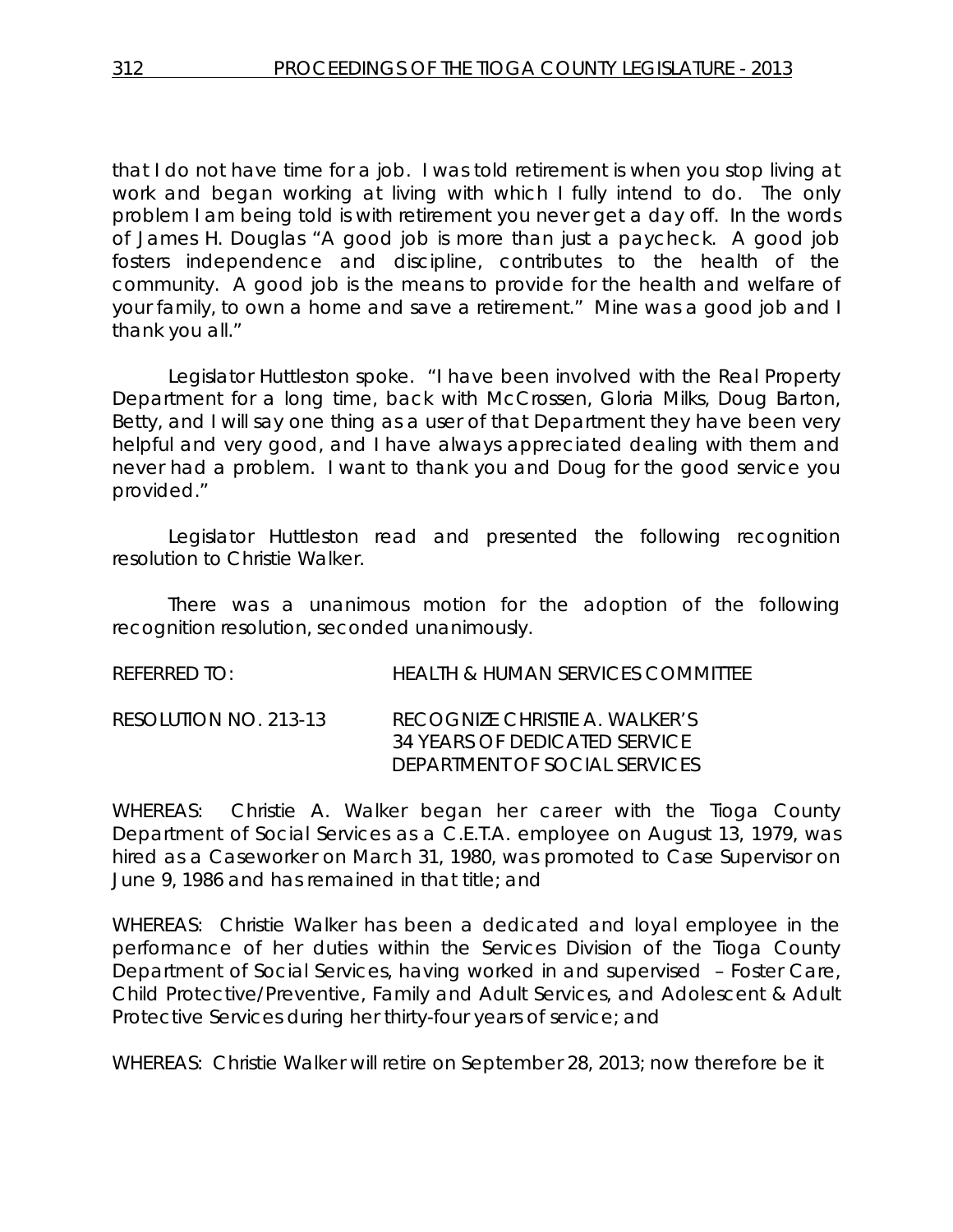that I do not have time for a job. I was told retirement is when you stop living at work and began working at living with which I fully intend to do. The only problem I am being told is with retirement you never get a day off. In the words of James H. Douglas "A good job is more than just a paycheck. A good job fosters independence and discipline, contributes to the health of the community. A good job is the means to provide for the health and welfare of your family, to own a home and save a retirement." Mine was a good job and I thank you all."

Legislator Huttleston spoke. "I have been involved with the Real Property Department for a long time, back with McCrossen, Gloria Milks, Doug Barton, Betty, and I will say one thing as a user of that Department they have been very helpful and very good, and I have always appreciated dealing with them and never had a problem. I want to thank you and Doug for the good service you provided."

Legislator Huttleston read and presented the following recognition resolution to Christie Walker.

There was a unanimous motion for the adoption of the following recognition resolution, seconded unanimously.

REFERRED TO: HEALTH & HUMAN SERVICES COMMITTEE

RESOLUTION NO. 213-13 RECOGNIZE CHRISTIE A. WALKER'S
34 YEARS OF DEDICATED SERVICE
DEPARTMENT OF SOCIAL SERVICES

WHEREAS: Christie A. Walker began her career with the Tioga County Department of Social Services as a C.E.T.A. employee on August 13, 1979, was hired as a Caseworker on March 31, 1980, was promoted to Case Supervisor on June 9, 1986 and has remained in that title; and

WHEREAS: Christie Walker has been a dedicated and loyal employee in the performance of her duties within the Services Division of the Tioga County Department of Social Services, having worked in and supervised – Foster Care, Child Protective/Preventive, Family and Adult Services, and Adolescent & Adult Protective Services during her thirty-four years of service; and

WHEREAS: Christie Walker will retire on September 28, 2013; now therefore be it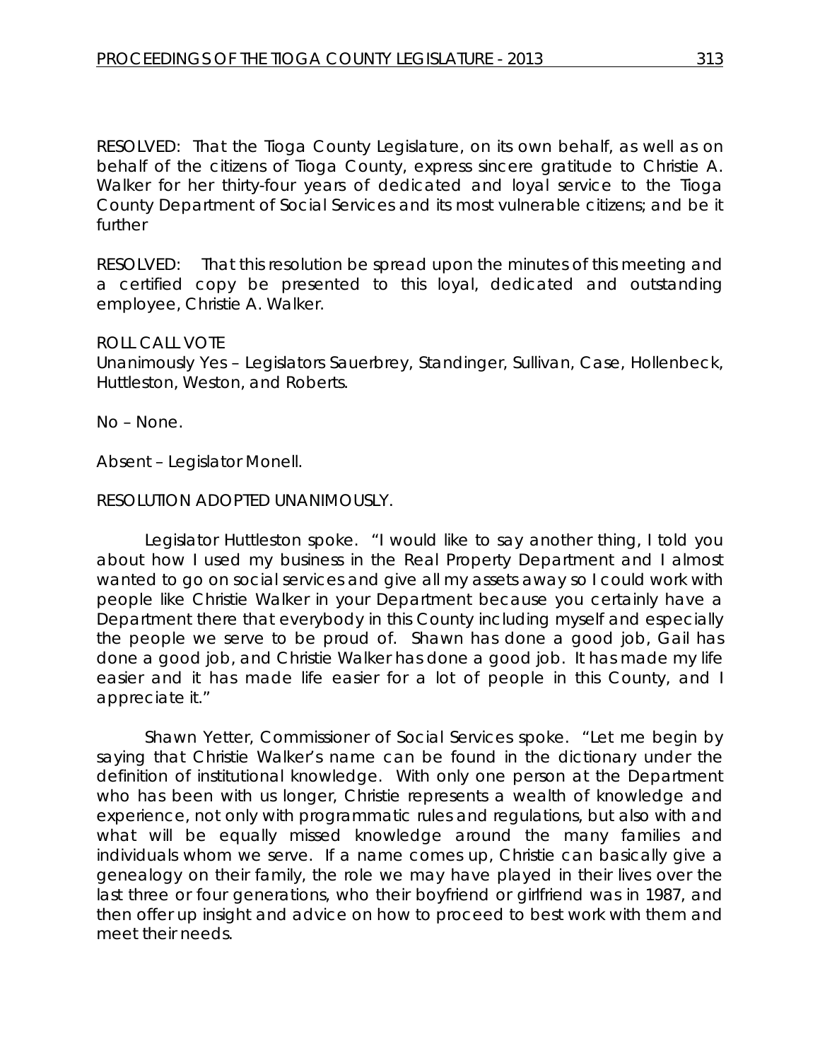RESOLVED: That the Tioga County Legislature, on its own behalf, as well as on behalf of the citizens of Tioga County, express sincere gratitude to Christie A. Walker for her thirty-four years of dedicated and loyal service to the Tioga County Department of Social Services and its most vulnerable citizens; and be it further

RESOLVED: That this resolution be spread upon the minutes of this meeting and a certified copy be presented to this loyal, dedicated and outstanding employee, Christie A. Walker.

ROLL CALL VOTE
Unanimously Yes – Legislators Sauerbrey, Standinger, Sullivan, Case, Hollenbeck, Huttleston, Weston, and Roberts.

No – None.

Absent – Legislator Monell.

RESOLUTION ADOPTED UNANIMOUSLY.

Legislator Huttleston spoke. "I would like to say another thing, I told you about how I used my business in the Real Property Department and I almost wanted to go on social services and give all my assets away so I could work with people like Christie Walker in your Department because you certainly have a Department there that everybody in this County including myself and especially the people we serve to be proud of. Shawn has done a good job, Gail has done a good job, and Christie Walker has done a good job. It has made my life easier and it has made life easier for a lot of people in this County, and I appreciate it."

Shawn Yetter, Commissioner of Social Services spoke. "Let me begin by saying that Christie Walker's name can be found in the dictionary under the definition of institutional knowledge. With only one person at the Department who has been with us longer, Christie represents a wealth of knowledge and experience, not only with programmatic rules and regulations, but also with and what will be equally missed knowledge around the many families and individuals whom we serve. If a name comes up, Christie can basically give a genealogy on their family, the role we may have played in their lives over the last three or four generations, who their boyfriend or girlfriend was in 1987, and then offer up insight and advice on how to proceed to best work with them and meet their needs.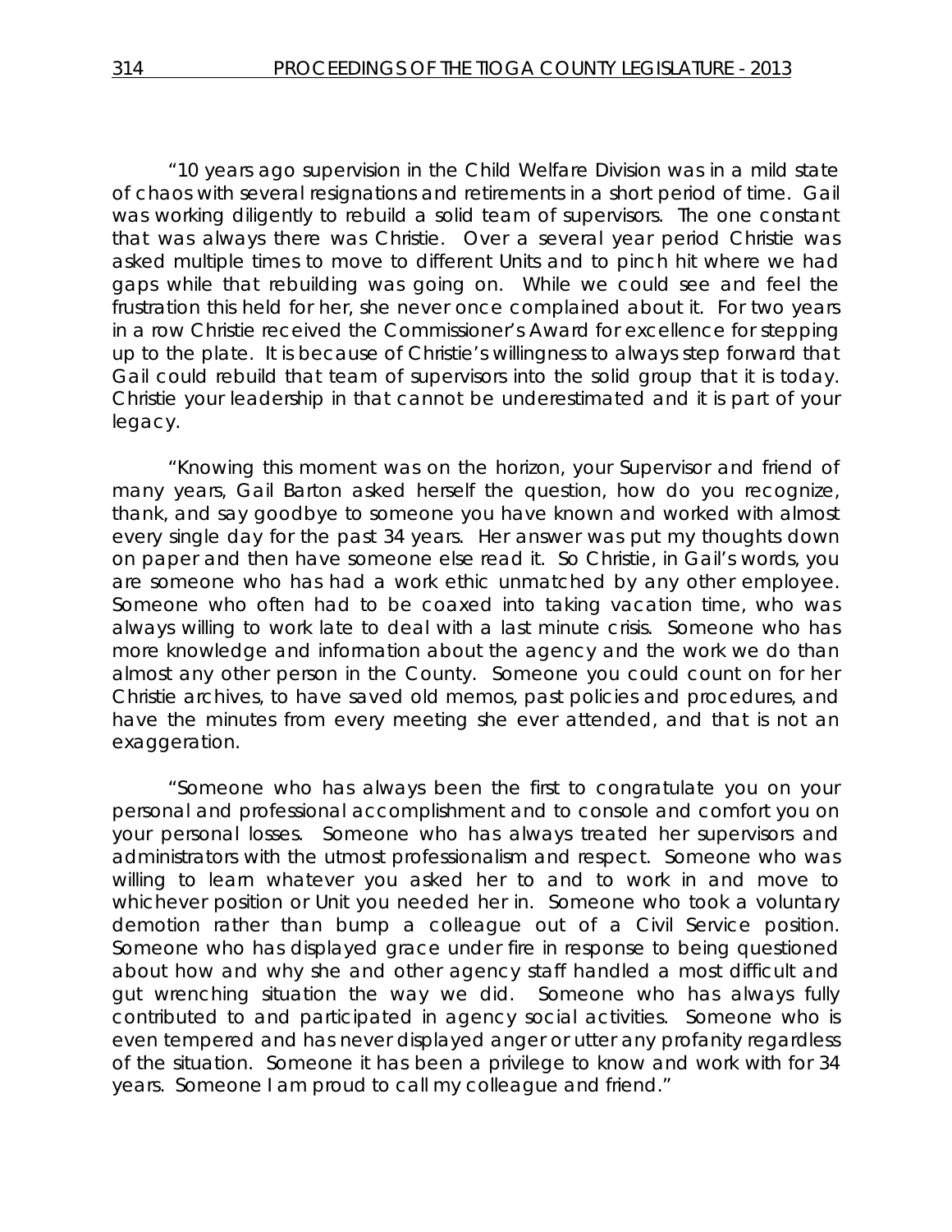"10 years ago supervision in the Child Welfare Division was in a mild state of chaos with several resignations and retirements in a short period of time. Gail was working diligently to rebuild a solid team of supervisors. The one constant that was always there was Christie. Over a several year period Christie was asked multiple times to move to different Units and to pinch hit where we had gaps while that rebuilding was going on. While we could see and feel the frustration this held for her, she never once complained about it. For two years in a row Christie received the Commissioner's Award for excellence for stepping up to the plate. It is because of Christie's willingness to always step forward that Gail could rebuild that team of supervisors into the solid group that it is today. Christie your leadership in that cannot be underestimated and it is part of your legacy.

"Knowing this moment was on the horizon, your Supervisor and friend of many years, Gail Barton asked herself the question, how do you recognize, thank, and say goodbye to someone you have known and worked with almost every single day for the past 34 years. Her answer was put my thoughts down on paper and then have someone else read it. So Christie, in Gail's words, you are someone who has had a work ethic unmatched by any other employee. Someone who often had to be coaxed into taking vacation time, who was always willing to work late to deal with a last minute crisis. Someone who has more knowledge and information about the agency and the work we do than almost any other person in the County. Someone you could count on for her Christie archives, to have saved old memos, past policies and procedures, and have the minutes from every meeting she ever attended, and that is not an exaggeration.

"Someone who has always been the first to congratulate you on your personal and professional accomplishment and to console and comfort you on your personal losses. Someone who has always treated her supervisors and administrators with the utmost professionalism and respect. Someone who was willing to learn whatever you asked her to and to work in and move to whichever position or Unit you needed her in. Someone who took a voluntary demotion rather than bump a colleague out of a Civil Service position. Someone who has displayed grace under fire in response to being questioned about how and why she and other agency staff handled a most difficult and gut wrenching situation the way we did. Someone who has always fully contributed to and participated in agency social activities. Someone who is even tempered and has never displayed anger or utter any profanity regardless of the situation. Someone it has been a privilege to know and work with for 34 years. Someone I am proud to call my colleague and friend."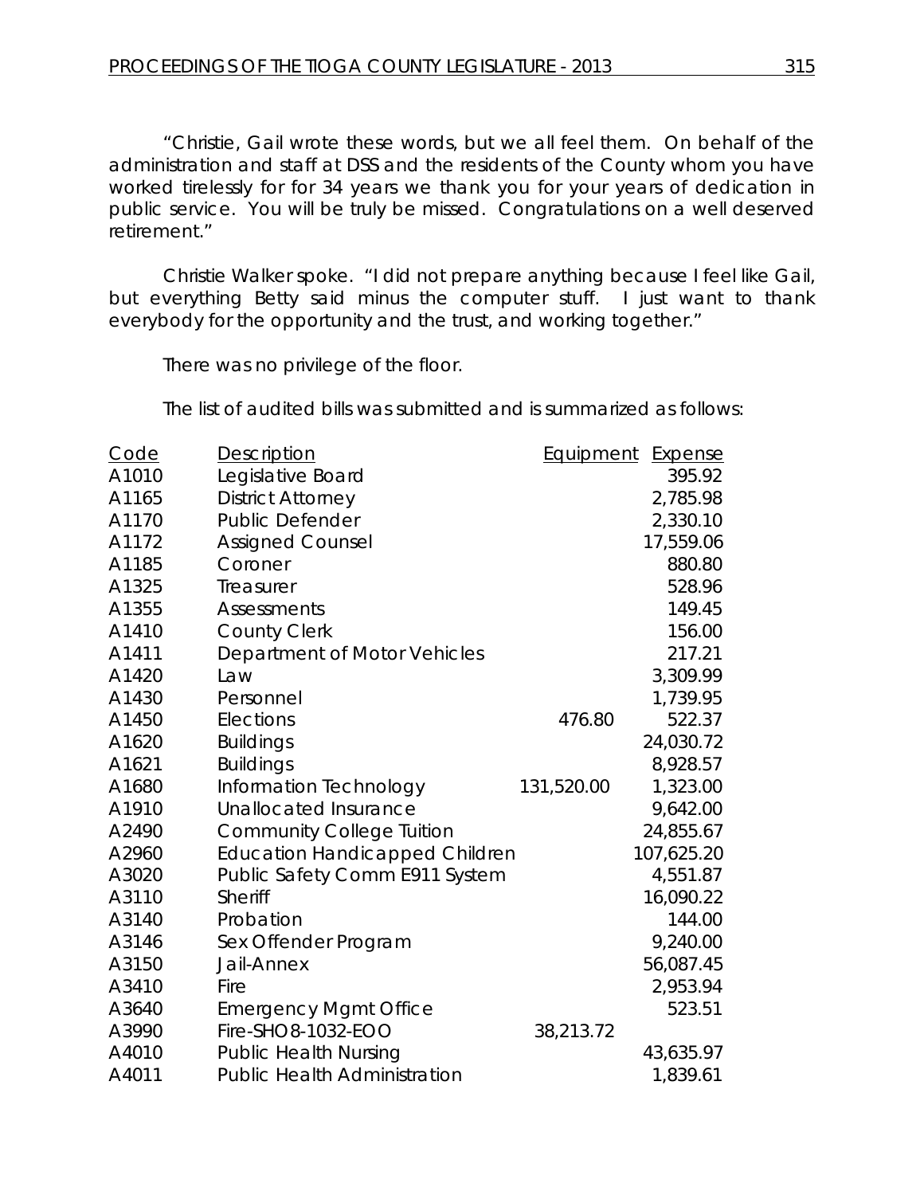"Christie, Gail wrote these words, but we all feel them. On behalf of the administration and staff at DSS and the residents of the County whom you have worked tirelessly for for 34 years we thank you for your years of dedication in public service. You will be truly be missed. Congratulations on a well deserved retirement."

Christie Walker spoke. "I did not prepare anything because I feel like Gail, but everything Betty said minus the computer stuff. I just want to thank everybody for the opportunity and the trust, and working together."

There was no privilege of the floor.

The list of audited bills was submitted and is summarized as follows:

| Code | Description | Equipment | Expense |
|---|---|---|---|
| A1010 | Legislative Board | | 395.92 |
| A1165 | District Attorney | | 2,785.98 |
| A1170 | Public Defender | | 2,330.10 |
| A1172 | Assigned Counsel | | 17,559.06 |
| A1185 | Coroner | | 880.80 |
| A1325 | Treasurer | | 528.96 |
| A1355 | Assessments | | 149.45 |
| A1410 | County Clerk | | 156.00 |
| A1411 | Department of Motor Vehicles | | 217.21 |
| A1420 | Law | | 3,309.99 |
| A1430 | Personnel | | 1,739.95 |
| A1450 | Elections | 476.80 | 522.37 |
| A1620 | Buildings | | 24,030.72 |
| A1621 | Buildings | | 8,928.57 |
| A1680 | Information Technology | 131,520.00 | 1,323.00 |
| A1910 | Unallocated Insurance | | 9,642.00 |
| A2490 | Community College Tuition | | 24,855.67 |
| A2960 | Education Handicapped Children | | 107,625.20 |
| A3020 | Public Safety Comm E911 System | | 4,551.87 |
| A3110 | Sheriff | | 16,090.22 |
| A3140 | Probation | | 144.00 |
| A3146 | Sex Offender Program | | 9,240.00 |
| A3150 | Jail-Annex | | 56,087.45 |
| A3410 | Fire | | 2,953.94 |
| A3640 | Emergency Mgmt Office | | 523.51 |
| A3990 | Fire-SHO8-1032-EOO | 38,213.72 | |
| A4010 | Public Health Nursing | | 43,635.97 |
| A4011 | Public Health Administration | | 1,839.61 |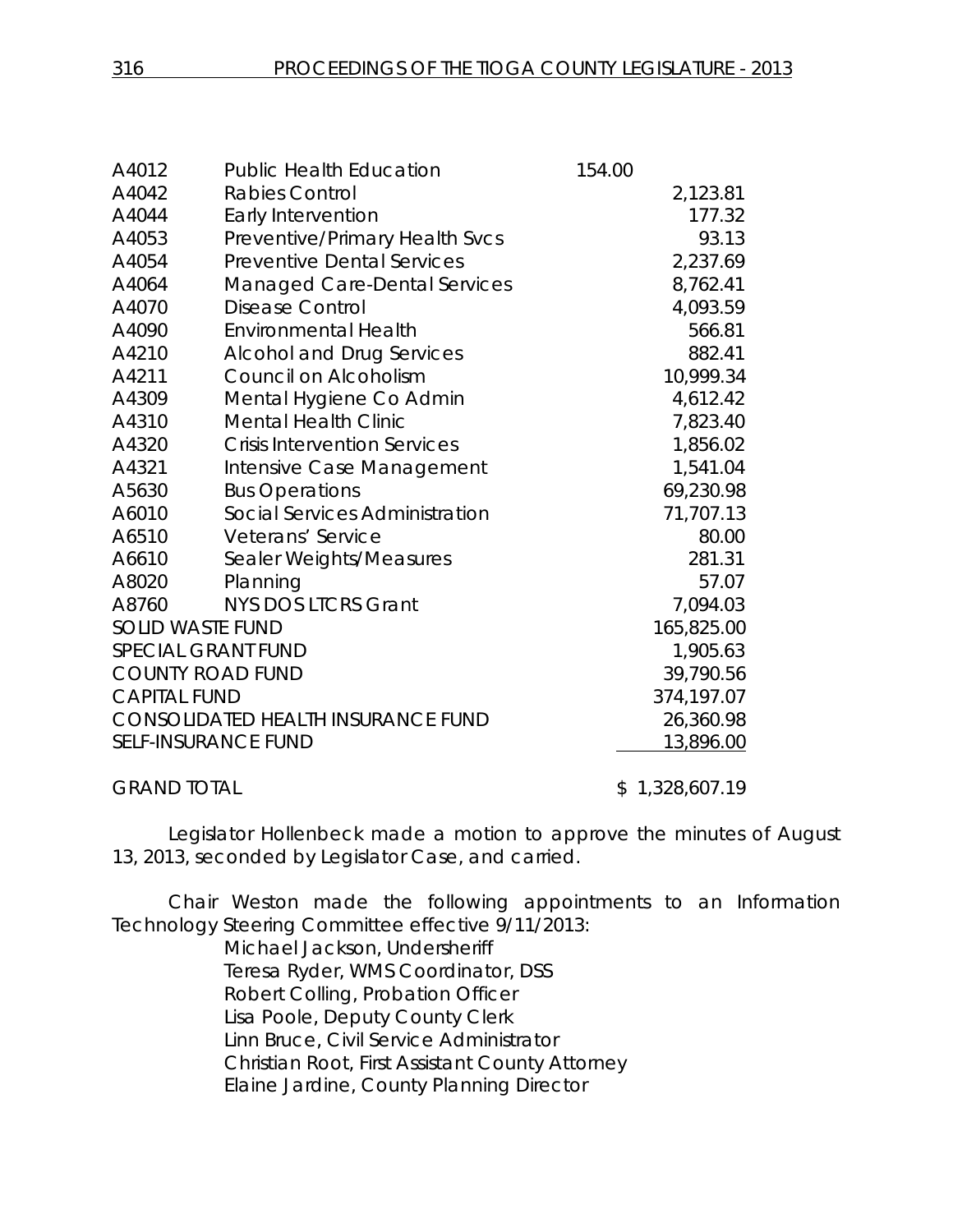| | | |
|---|---|---|
| A4012 | Public Health Education | 154.00 |
| A4042 | Rabies Control | 2,123.81 |
| A4044 | Early Intervention | 177.32 |
| A4053 | Preventive/Primary Health Svcs | 93.13 |
| A4054 | Preventive Dental Services | 2,237.69 |
| A4064 | Managed Care-Dental Services | 8,762.41 |
| A4070 | Disease Control | 4,093.59 |
| A4090 | Environmental Health | 566.81 |
| A4210 | Alcohol and Drug Services | 882.41 |
| A4211 | Council on Alcoholism | 10,999.34 |
| A4309 | Mental Hygiene Co Admin | 4,612.42 |
| A4310 | Mental Health Clinic | 7,823.40 |
| A4320 | Crisis Intervention Services | 1,856.02 |
| A4321 | Intensive Case Management | 1,541.04 |
| A5630 | Bus Operations | 69,230.98 |
| A6010 | Social Services Administration | 71,707.13 |
| A6510 | Veterans' Service | 80.00 |
| A6610 | Sealer Weights/Measures | 281.31 |
| A8020 | Planning | 57.07 |
| A8760 | NYS DOS LTCRS Grant | 7,094.03 |
| SOLID WASTE FUND | | 165,825.00 |
| SPECIAL GRANT FUND | | 1,905.63 |
| COUNTY ROAD FUND | | 39,790.56 |
| CAPITAL FUND | | 374,197.07 |
| CONSOLIDATED HEALTH INSURANCE FUND | | 26,360.98 |
| SELF-INSURANCE FUND | | 13,896.00 |
| GRAND TOTAL | | $ 1,328,607.19 |

Legislator Hollenbeck made a motion to approve the minutes of August 13, 2013, seconded by Legislator Case, and carried.

Chair Weston made the following appointments to an Information Technology Steering Committee effective 9/11/2013:

Michael Jackson, Undersheriff
Teresa Ryder, WMS Coordinator, DSS
Robert Colling, Probation Officer
Lisa Poole, Deputy County Clerk
Linn Bruce, Civil Service Administrator
Christian Root, First Assistant County Attorney
Elaine Jardine, County Planning Director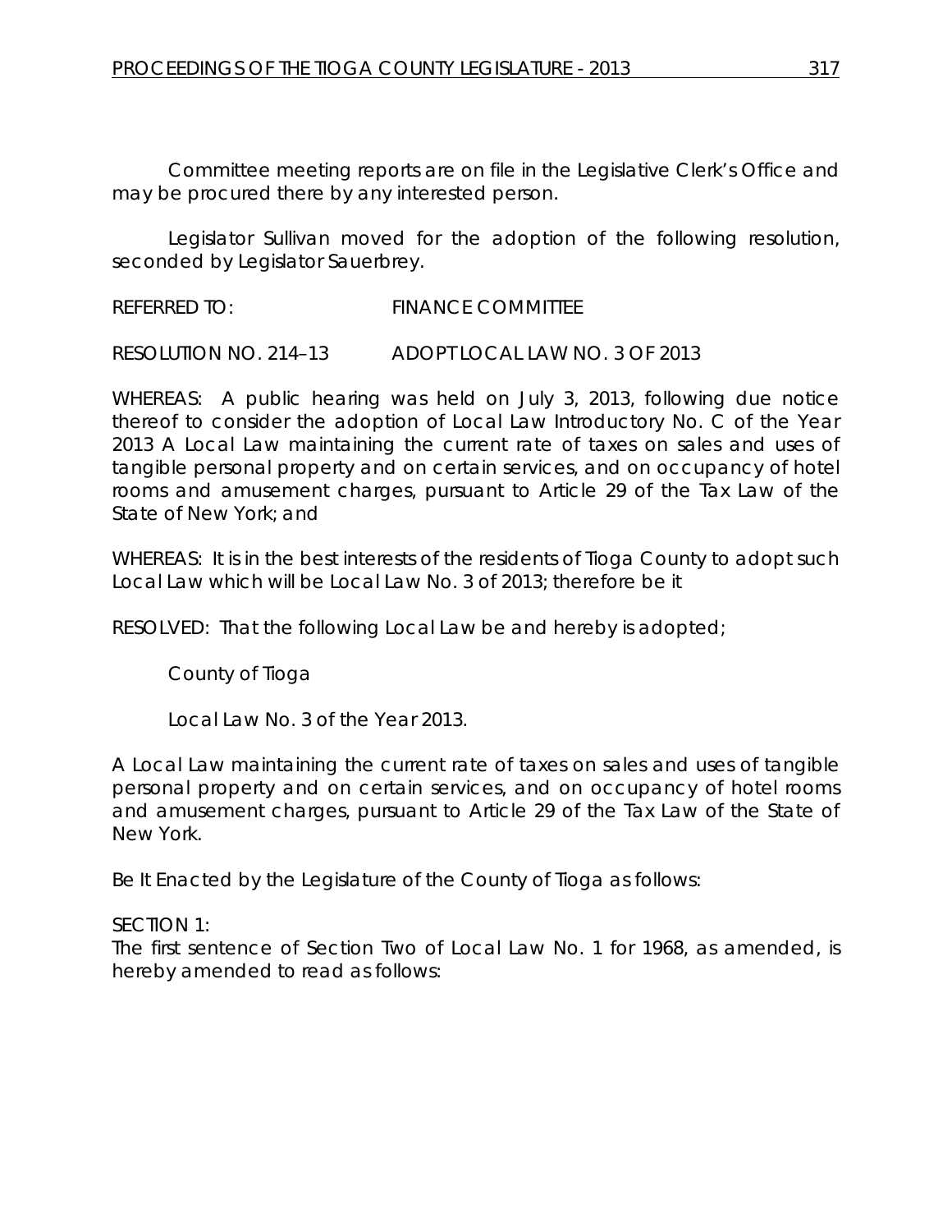Committee meeting reports are on file in the Legislative Clerk's Office and may be procured there by any interested person.

Legislator Sullivan moved for the adoption of the following resolution, seconded by Legislator Sauerbrey.

REFERRED TO: FINANCE COMMITTEE

RESOLUTION NO. 214–13 ADOPT LOCAL LAW NO. 3 OF 2013

WHEREAS: A public hearing was held on July 3, 2013, following due notice thereof to consider the adoption of Local Law Introductory No. C of the Year 2013 A Local Law maintaining the current rate of taxes on sales and uses of tangible personal property and on certain services, and on occupancy of hotel rooms and amusement charges, pursuant to Article 29 of the Tax Law of the State of New York; and

WHEREAS: It is in the best interests of the residents of Tioga County to adopt such Local Law which will be Local Law No. 3 of 2013; therefore be it

RESOLVED: That the following Local Law be and hereby is adopted;

County of Tioga

Local Law No. 3 of the Year 2013.

A Local Law maintaining the current rate of taxes on sales and uses of tangible personal property and on certain services, and on occupancy of hotel rooms and amusement charges, pursuant to Article 29 of the Tax Law of the State of New York.

Be It Enacted by the Legislature of the County of Tioga as follows:

SECTION 1:
The first sentence of Section Two of Local Law No. 1 for 1968, as amended, is hereby amended to read as follows: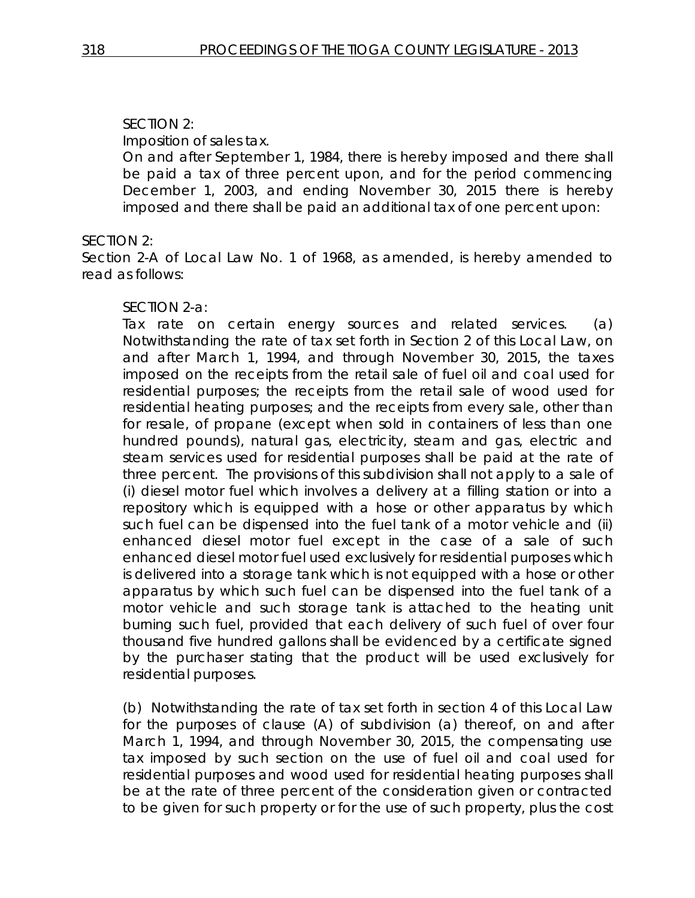SECTION 2:

Imposition of sales tax.

On and after September 1, 1984, there is hereby imposed and there shall be paid a tax of three percent upon, and for the period commencing December 1, 2003, and ending November 30, 2015 there is hereby imposed and there shall be paid an additional tax of one percent upon:

SECTION 2:

Section 2-A of Local Law No. 1 of 1968, as amended, is hereby amended to read as follows:

SECTION 2-a:

Tax rate on certain energy sources and related services. (a) Notwithstanding the rate of tax set forth in Section 2 of this Local Law, on and after March 1, 1994, and through November 30, 2015, the taxes imposed on the receipts from the retail sale of fuel oil and coal used for residential purposes; the receipts from the retail sale of wood used for residential heating purposes; and the receipts from every sale, other than for resale, of propane (except when sold in containers of less than one hundred pounds), natural gas, electricity, steam and gas, electric and steam services used for residential purposes shall be paid at the rate of three percent. The provisions of this subdivision shall not apply to a sale of (i) diesel motor fuel which involves a delivery at a filling station or into a repository which is equipped with a hose or other apparatus by which such fuel can be dispensed into the fuel tank of a motor vehicle and (ii) enhanced diesel motor fuel except in the case of a sale of such enhanced diesel motor fuel used exclusively for residential purposes which is delivered into a storage tank which is not equipped with a hose or other apparatus by which such fuel can be dispensed into the fuel tank of a motor vehicle and such storage tank is attached to the heating unit burning such fuel, provided that each delivery of such fuel of over four thousand five hundred gallons shall be evidenced by a certificate signed by the purchaser stating that the product will be used exclusively for residential purposes.

(b) Notwithstanding the rate of tax set forth in section 4 of this Local Law for the purposes of clause (A) of subdivision (a) thereof, on and after March 1, 1994, and through November 30, 2015, the compensating use tax imposed by such section on the use of fuel oil and coal used for residential purposes and wood used for residential heating purposes shall be at the rate of three percent of the consideration given or contracted to be given for such property or for the use of such property, plus the cost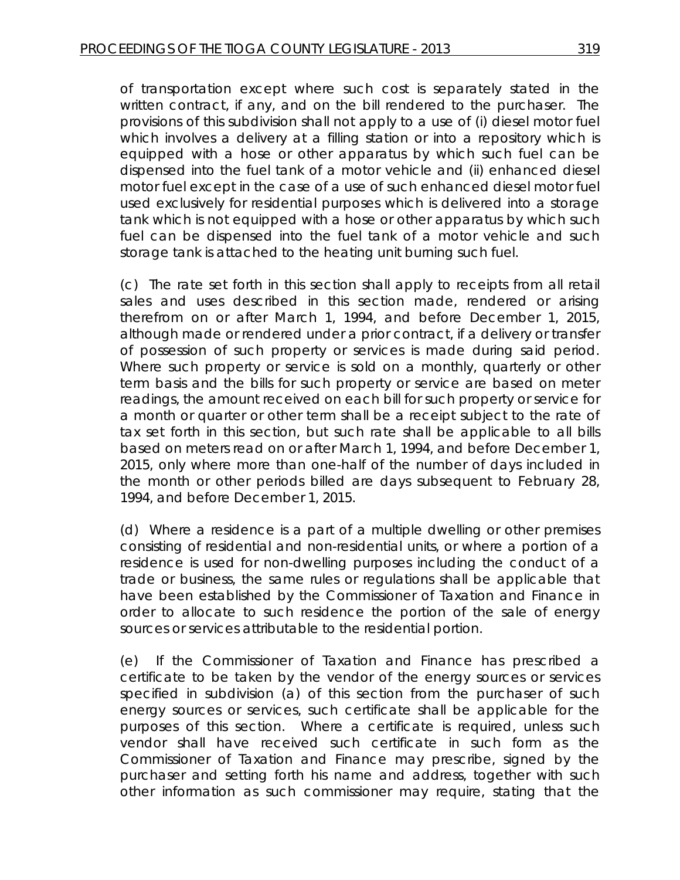of transportation except where such cost is separately stated in the written contract, if any, and on the bill rendered to the purchaser. The provisions of this subdivision shall not apply to a use of (i) diesel motor fuel which involves a delivery at a filling station or into a repository which is equipped with a hose or other apparatus by which such fuel can be dispensed into the fuel tank of a motor vehicle and (ii) enhanced diesel motor fuel except in the case of a use of such enhanced diesel motor fuel used exclusively for residential purposes which is delivered into a storage tank which is not equipped with a hose or other apparatus by which such fuel can be dispensed into the fuel tank of a motor vehicle and such storage tank is attached to the heating unit burning such fuel.

(c) The rate set forth in this section shall apply to receipts from all retail sales and uses described in this section made, rendered or arising therefrom on or after March 1, 1994, and before December 1, 2015, although made or rendered under a prior contract, if a delivery or transfer of possession of such property or services is made during said period. Where such property or service is sold on a monthly, quarterly or other term basis and the bills for such property or service are based on meter readings, the amount received on each bill for such property or service for a month or quarter or other term shall be a receipt subject to the rate of tax set forth in this section, but such rate shall be applicable to all bills based on meters read on or after March 1, 1994, and before December 1, 2015, only where more than one-half of the number of days included in the month or other periods billed are days subsequent to February 28, 1994, and before December 1, 2015.

(d) Where a residence is a part of a multiple dwelling or other premises consisting of residential and non-residential units, or where a portion of a residence is used for non-dwelling purposes including the conduct of a trade or business, the same rules or regulations shall be applicable that have been established by the Commissioner of Taxation and Finance in order to allocate to such residence the portion of the sale of energy sources or services attributable to the residential portion.

(e) If the Commissioner of Taxation and Finance has prescribed a certificate to be taken by the vendor of the energy sources or services specified in subdivision (a) of this section from the purchaser of such energy sources or services, such certificate shall be applicable for the purposes of this section. Where a certificate is required, unless such vendor shall have received such certificate in such form as the Commissioner of Taxation and Finance may prescribe, signed by the purchaser and setting forth his name and address, together with such other information as such commissioner may require, stating that the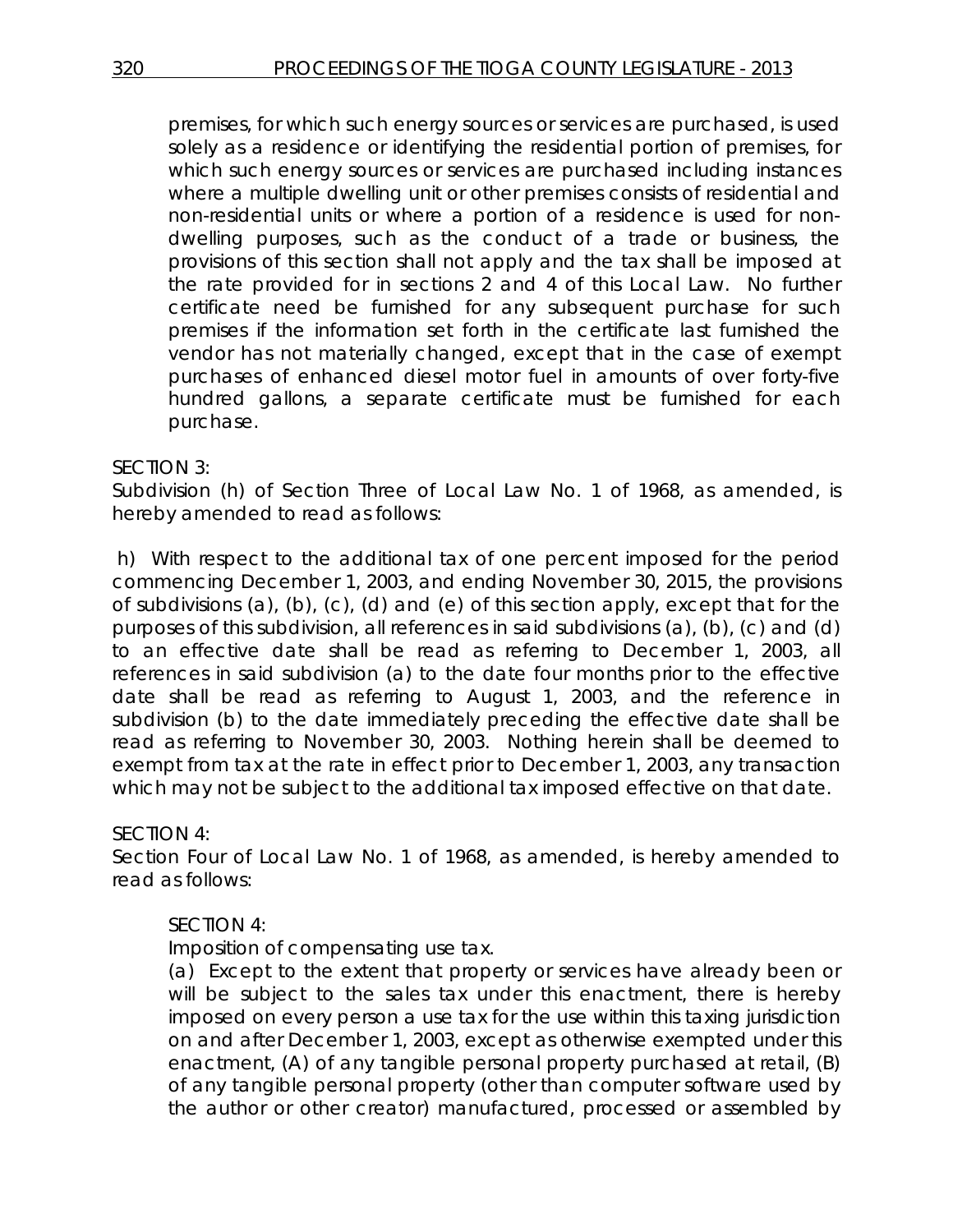premises, for which such energy sources or services are purchased, is used solely as a residence or identifying the residential portion of premises, for which such energy sources or services are purchased including instances where a multiple dwelling unit or other premises consists of residential and non-residential units or where a portion of a residence is used for non-dwelling purposes, such as the conduct of a trade or business, the provisions of this section shall not apply and the tax shall be imposed at the rate provided for in sections 2 and 4 of this Local Law. No further certificate need be furnished for any subsequent purchase for such premises if the information set forth in the certificate last furnished the vendor has not materially changed, except that in the case of exempt purchases of enhanced diesel motor fuel in amounts of over forty-five hundred gallons, a separate certificate must be furnished for each purchase.

SECTION 3:
Subdivision (h) of Section Three of Local Law No. 1 of 1968, as amended, is hereby amended to read as follows:

h) With respect to the additional tax of one percent imposed for the period commencing December 1, 2003, and ending November 30, 2015, the provisions of subdivisions (a), (b), (c), (d) and (e) of this section apply, except that for the purposes of this subdivision, all references in said subdivisions (a), (b), (c) and (d) to an effective date shall be read as referring to December 1, 2003, all references in said subdivision (a) to the date four months prior to the effective date shall be read as referring to August 1, 2003, and the reference in subdivision (b) to the date immediately preceding the effective date shall be read as referring to November 30, 2003. Nothing herein shall be deemed to exempt from tax at the rate in effect prior to December 1, 2003, any transaction which may not be subject to the additional tax imposed effective on that date.

SECTION 4:
Section Four of Local Law No. 1 of 1968, as amended, is hereby amended to read as follows:

SECTION 4:
Imposition of compensating use tax.
(a) Except to the extent that property or services have already been or will be subject to the sales tax under this enactment, there is hereby imposed on every person a use tax for the use within this taxing jurisdiction on and after December 1, 2003, except as otherwise exempted under this enactment, (A) of any tangible personal property purchased at retail, (B) of any tangible personal property (other than computer software used by the author or other creator) manufactured, processed or assembled by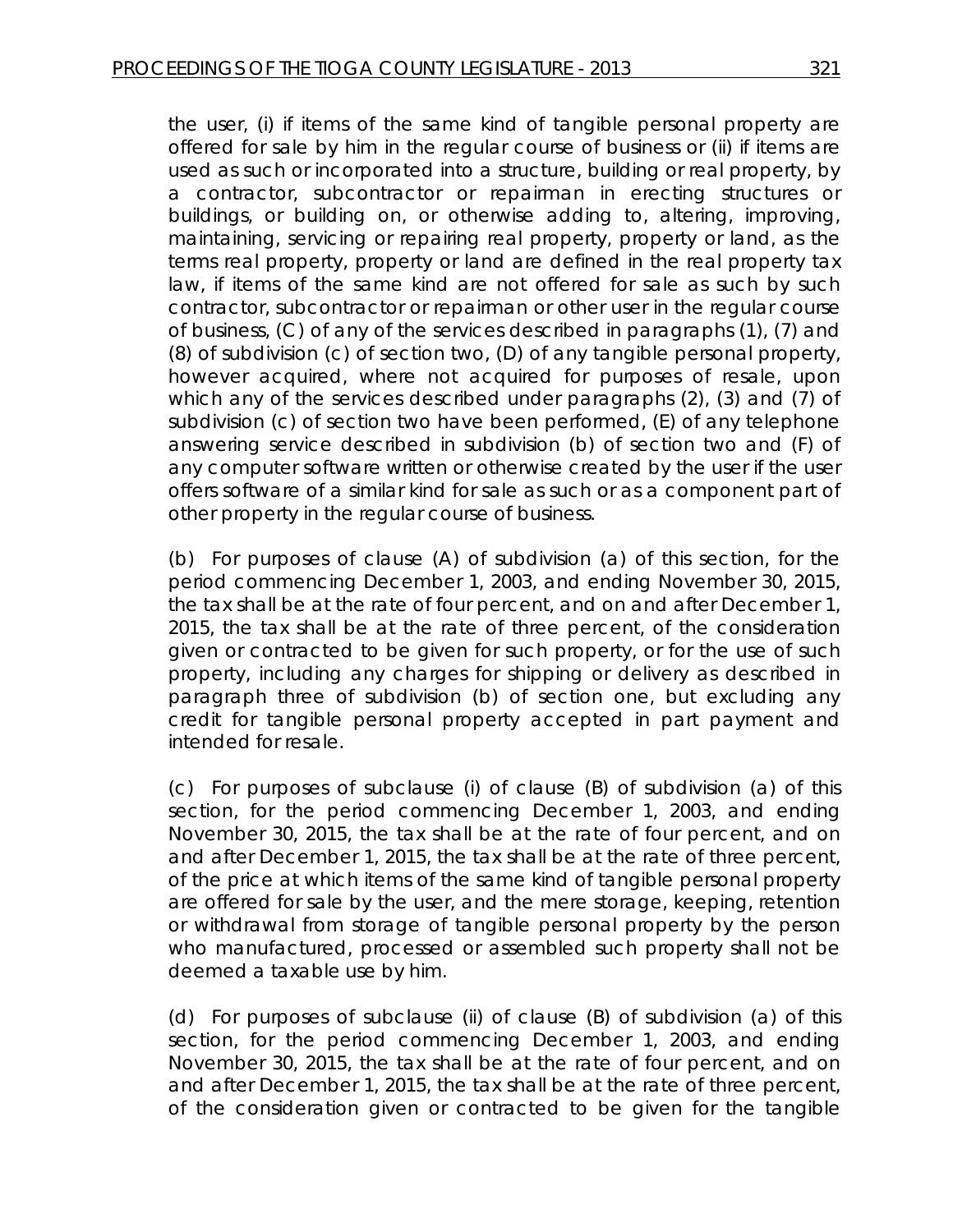the user, (i) if items of the same kind of tangible personal property are offered for sale by him in the regular course of business or (ii) if items are used as such or incorporated into a structure, building or real property, by a contractor, subcontractor or repairman in erecting structures or buildings, or building on, or otherwise adding to, altering, improving, maintaining, servicing or repairing real property, property or land, as the terms real property, property or land are defined in the real property tax law, if items of the same kind are not offered for sale as such by such contractor, subcontractor or repairman or other user in the regular course of business, (C) of any of the services described in paragraphs (1), (7) and (8) of subdivision (c) of section two, (D) of any tangible personal property, however acquired, where not acquired for purposes of resale, upon which any of the services described under paragraphs (2), (3) and (7) of subdivision (c) of section two have been performed, (E) of any telephone answering service described in subdivision (b) of section two and (F) of any computer software written or otherwise created by the user if the user offers software of a similar kind for sale as such or as a component part of other property in the regular course of business.

(b) For purposes of clause (A) of subdivision (a) of this section, for the period commencing December 1, 2003, and ending November 30, 2015, the tax shall be at the rate of four percent, and on and after December 1, 2015, the tax shall be at the rate of three percent, of the consideration given or contracted to be given for such property, or for the use of such property, including any charges for shipping or delivery as described in paragraph three of subdivision (b) of section one, but excluding any credit for tangible personal property accepted in part payment and intended for resale.

(c) For purposes of subclause (i) of clause (B) of subdivision (a) of this section, for the period commencing December 1, 2003, and ending November 30, 2015, the tax shall be at the rate of four percent, and on and after December 1, 2015, the tax shall be at the rate of three percent, of the price at which items of the same kind of tangible personal property are offered for sale by the user, and the mere storage, keeping, retention or withdrawal from storage of tangible personal property by the person who manufactured, processed or assembled such property shall not be deemed a taxable use by him.

(d) For purposes of subclause (ii) of clause (B) of subdivision (a) of this section, for the period commencing December 1, 2003, and ending November 30, 2015, the tax shall be at the rate of four percent, and on and after December 1, 2015, the tax shall be at the rate of three percent, of the consideration given or contracted to be given for the tangible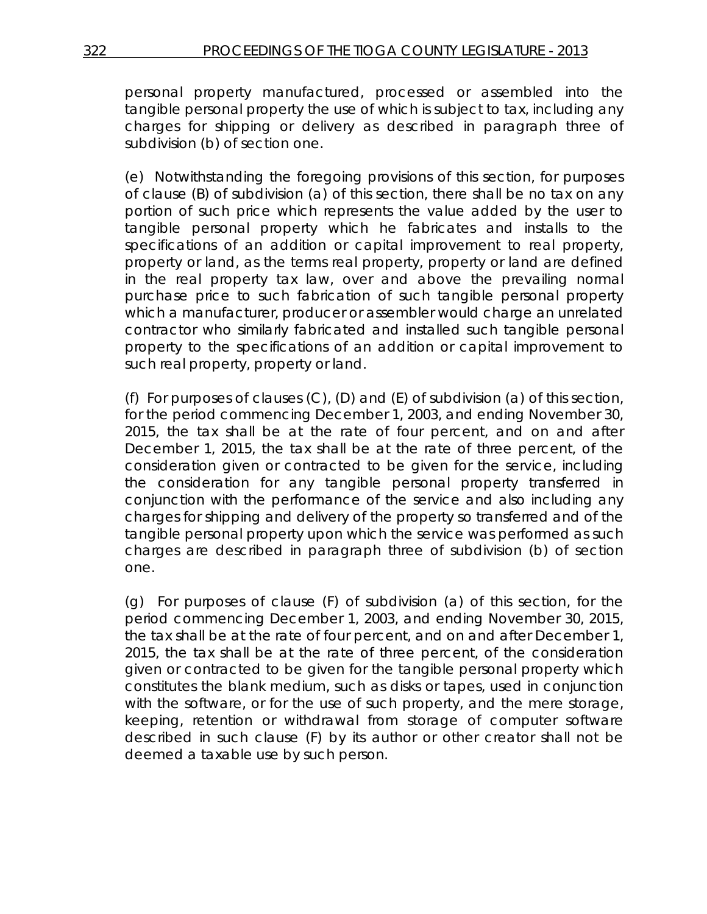personal property manufactured, processed or assembled into the tangible personal property the use of which is subject to tax, including any charges for shipping or delivery as described in paragraph three of subdivision (b) of section one.

(e) Notwithstanding the foregoing provisions of this section, for purposes of clause (B) of subdivision (a) of this section, there shall be no tax on any portion of such price which represents the value added by the user to tangible personal property which he fabricates and installs to the specifications of an addition or capital improvement to real property, property or land, as the terms real property, property or land are defined in the real property tax law, over and above the prevailing normal purchase price to such fabrication of such tangible personal property which a manufacturer, producer or assembler would charge an unrelated contractor who similarly fabricated and installed such tangible personal property to the specifications of an addition or capital improvement to such real property, property or land.

(f) For purposes of clauses (C), (D) and (E) of subdivision (a) of this section, for the period commencing December 1, 2003, and ending November 30, 2015, the tax shall be at the rate of four percent, and on and after December 1, 2015, the tax shall be at the rate of three percent, of the consideration given or contracted to be given for the service, including the consideration for any tangible personal property transferred in conjunction with the performance of the service and also including any charges for shipping and delivery of the property so transferred and of the tangible personal property upon which the service was performed as such charges are described in paragraph three of subdivision (b) of section one.

(g) For purposes of clause (F) of subdivision (a) of this section, for the period commencing December 1, 2003, and ending November 30, 2015, the tax shall be at the rate of four percent, and on and after December 1, 2015, the tax shall be at the rate of three percent, of the consideration given or contracted to be given for the tangible personal property which constitutes the blank medium, such as disks or tapes, used in conjunction with the software, or for the use of such property, and the mere storage, keeping, retention or withdrawal from storage of computer software described in such clause (F) by its author or other creator shall not be deemed a taxable use by such person.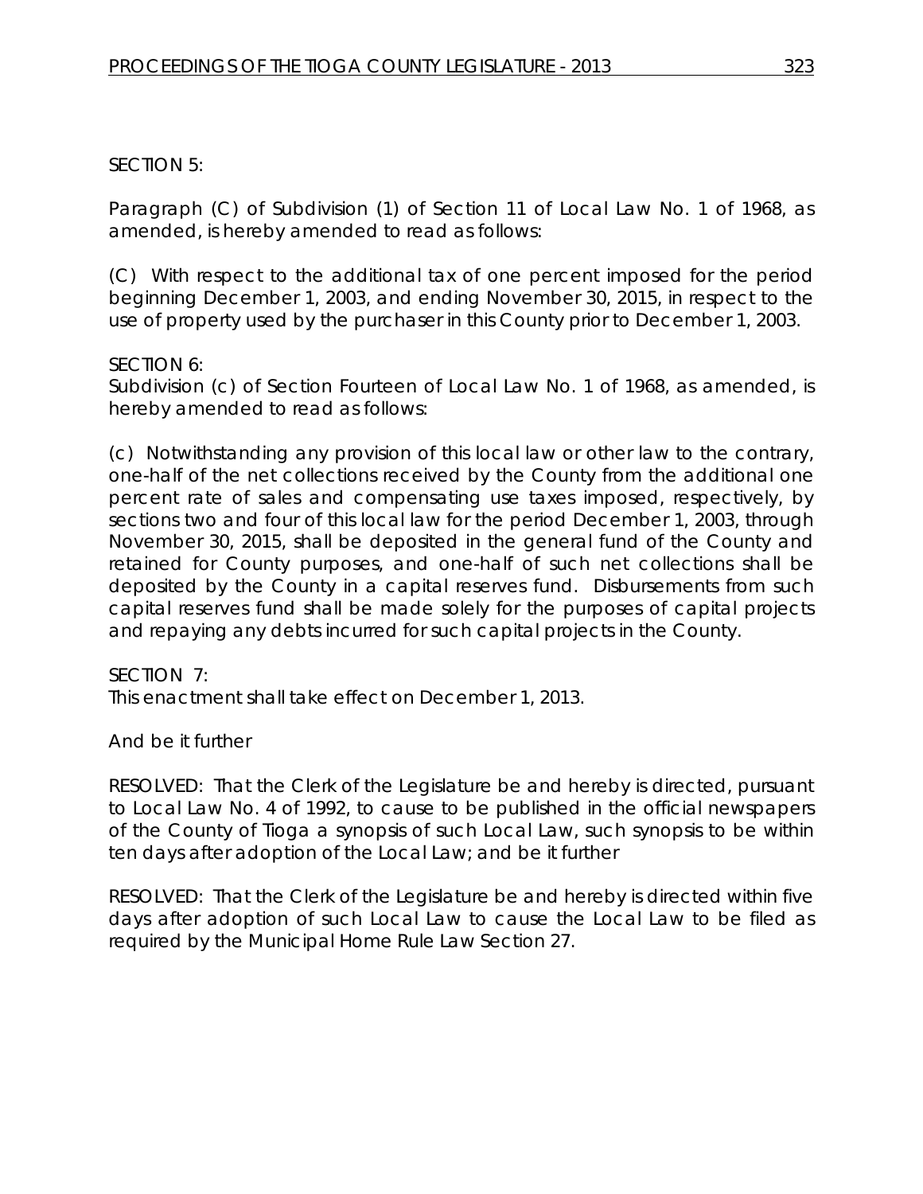SECTION 5:

Paragraph (C) of Subdivision (1) of Section 11 of Local Law No. 1 of 1968, as amended, is hereby amended to read as follows:

(C) With respect to the additional tax of one percent imposed for the period beginning December 1, 2003, and ending November 30, 2015, in respect to the use of property used by the purchaser in this County prior to December 1, 2003.

SECTION 6:
Subdivision (c) of Section Fourteen of Local Law No. 1 of 1968, as amended, is hereby amended to read as follows:

(c) Notwithstanding any provision of this local law or other law to the contrary, one-half of the net collections received by the County from the additional one percent rate of sales and compensating use taxes imposed, respectively, by sections two and four of this local law for the period December 1, 2003, through November 30, 2015, shall be deposited in the general fund of the County and retained for County purposes, and one-half of such net collections shall be deposited by the County in a capital reserves fund. Disbursements from such capital reserves fund shall be made solely for the purposes of capital projects and repaying any debts incurred for such capital projects in the County.

SECTION 7:
This enactment shall take effect on December 1, 2013.

And be it further

RESOLVED: That the Clerk of the Legislature be and hereby is directed, pursuant to Local Law No. 4 of 1992, to cause to be published in the official newspapers of the County of Tioga a synopsis of such Local Law, such synopsis to be within ten days after adoption of the Local Law; and be it further

RESOLVED: That the Clerk of the Legislature be and hereby is directed within five days after adoption of such Local Law to cause the Local Law to be filed as required by the Municipal Home Rule Law Section 27.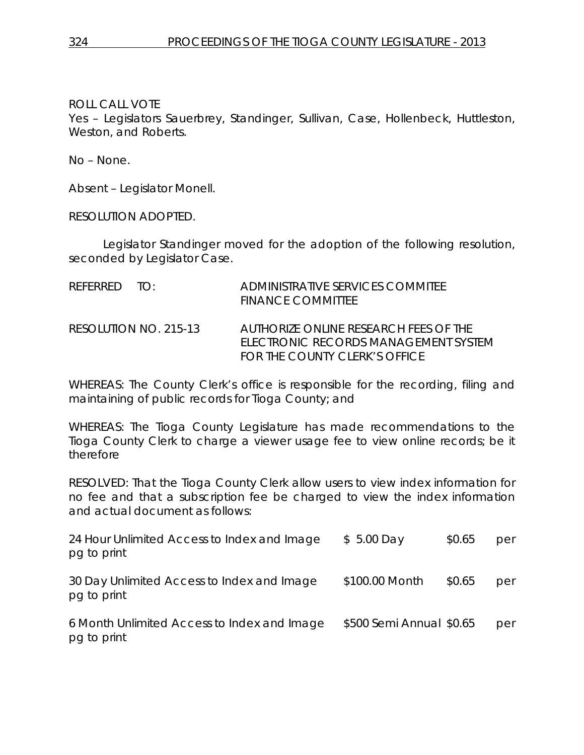ROLL CALL VOTE
Yes – Legislators Sauerbrey, Standinger, Sullivan, Case, Hollenbeck, Huttleston, Weston, and Roberts.

No – None.

Absent – Legislator Monell.

RESOLUTION ADOPTED.

Legislator Standinger moved for the adoption of the following resolution, seconded by Legislator Case.

REFERRED TO: ADMINISTRATIVE SERVICES COMMITEE
FINANCE COMMITTEE

RESOLUTION NO. 215-13 AUTHORIZE ONLINE RESEARCH FEES OF THE ELECTRONIC RECORDS MANAGEMENT SYSTEM FOR THE COUNTY CLERK'S OFFICE

WHEREAS: The County Clerk's office is responsible for the recording, filing and maintaining of public records for Tioga County; and

WHEREAS: The Tioga County Legislature has made recommendations to the Tioga County Clerk to charge a viewer usage fee to view online records; be it therefore

RESOLVED: That the Tioga County Clerk allow users to view index information for no fee and that a subscription fee be charged to view the index information and actual document as follows:

| | | |
|---|---|---|
| 24 Hour Unlimited Access to Index and Image | $ 5.00 Day | $0.65 per pg to print |
| 30 Day Unlimited Access to Index and Image | $100.00 Month | $0.65 per pg to print |
| 6 Month Unlimited Access to Index and Image | $500 Semi Annual | $0.65 per pg to print |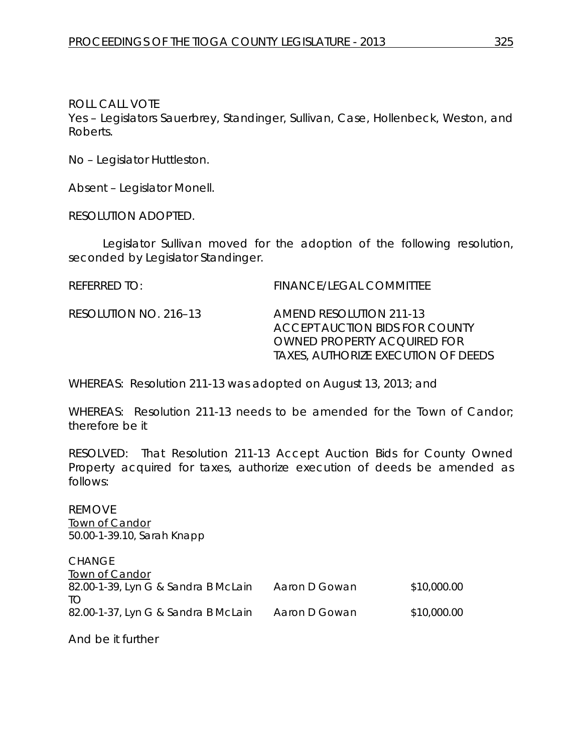ROLL CALL VOTE
Yes – Legislators Sauerbrey, Standinger, Sullivan, Case, Hollenbeck, Weston, and Roberts.

No – Legislator Huttleston.

Absent – Legislator Monell.

RESOLUTION ADOPTED.

Legislator Sullivan moved for the adoption of the following resolution, seconded by Legislator Standinger.

REFERRED TO: FINANCE/LEGAL COMMITTEE

RESOLUTION NO. 216–13 AMEND RESOLUTION 211-13 ACCEPT AUCTION BIDS FOR COUNTY OWNED PROPERTY ACQUIRED FOR TAXES, AUTHORIZE EXECUTION OF DEEDS

WHEREAS: Resolution 211-13 was adopted on August 13, 2013; and

WHEREAS: Resolution 211-13 needs to be amended for the Town of Candor; therefore be it

RESOLVED: That Resolution 211-13 Accept Auction Bids for County Owned Property acquired for taxes, authorize execution of deeds be amended as follows:

REMOVE
Town of Candor
50.00-1-39.10, Sarah Knapp

CHANGE
Town of Candor

| | | |
|---|---|---|
| 82.00-1-39, Lyn G & Sandra B McLain | Aaron D Gowan | $10,000.00 |
| TO | | |
| 82.00-1-37, Lyn G & Sandra B McLain | Aaron D Gowan | $10,000.00 |

And be it further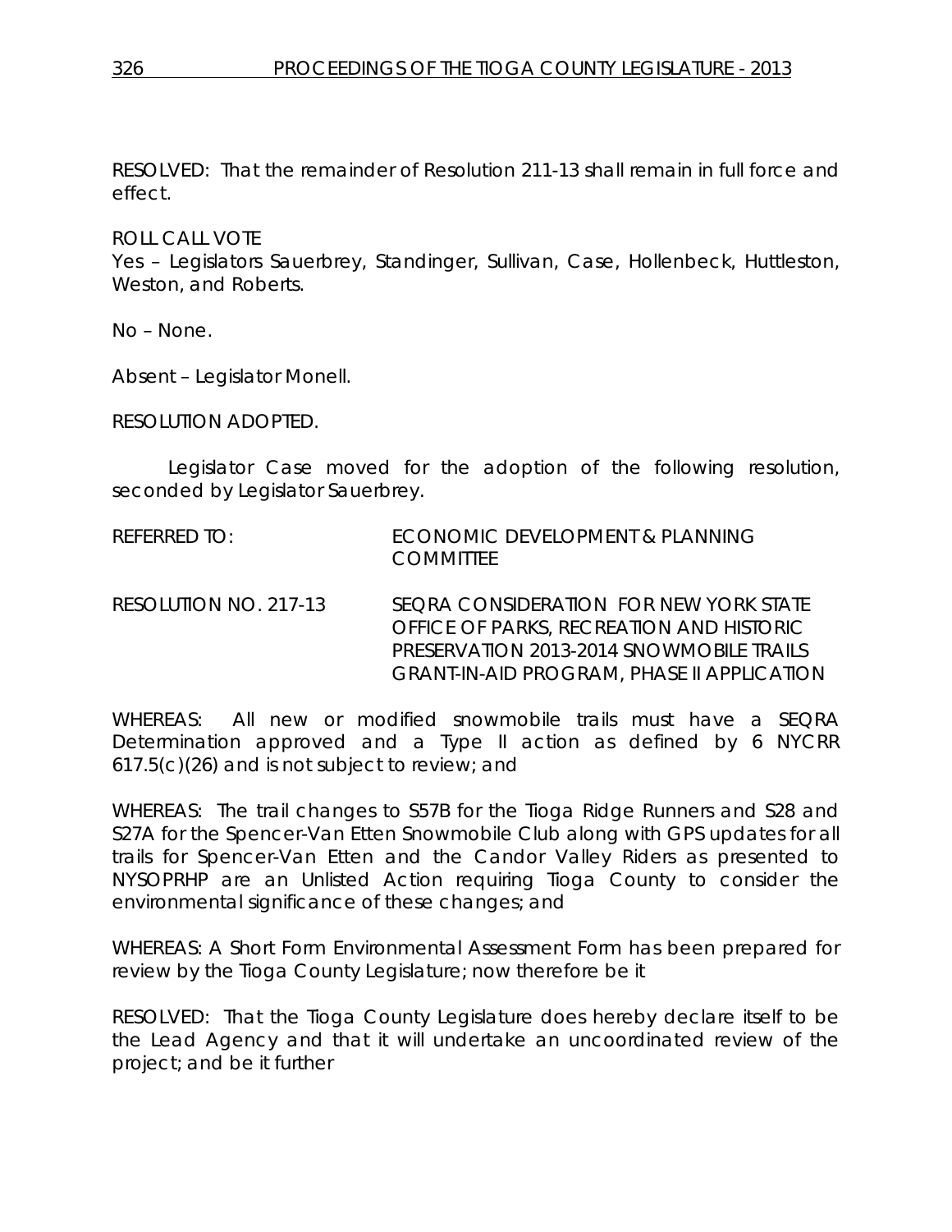RESOLVED: That the remainder of Resolution 211-13 shall remain in full force and effect.

ROLL CALL VOTE
Yes – Legislators Sauerbrey, Standinger, Sullivan, Case, Hollenbeck, Huttleston, Weston, and Roberts.

No – None.

Absent – Legislator Monell.

RESOLUTION ADOPTED.

Legislator Case moved for the adoption of the following resolution, seconded by Legislator Sauerbrey.

REFERRED TO: ECONOMIC DEVELOPMENT & PLANNING COMMITTEE

RESOLUTION NO. 217-13 SEQRA CONSIDERATION FOR NEW YORK STATE OFFICE OF PARKS, RECREATION AND HISTORIC PRESERVATION 2013-2014 SNOWMOBILE TRAILS GRANT-IN-AID PROGRAM, PHASE II APPLICATION

WHEREAS: All new or modified snowmobile trails must have a SEQRA Determination approved and a Type II action as defined by 6 NYCRR 617.5(c)(26) and is not subject to review; and

WHEREAS: The trail changes to S57B for the Tioga Ridge Runners and S28 and S27A for the Spencer-Van Etten Snowmobile Club along with GPS updates for all trails for Spencer-Van Etten and the Candor Valley Riders as presented to NYSOPRHP are an Unlisted Action requiring Tioga County to consider the environmental significance of these changes; and

WHEREAS: A Short Form Environmental Assessment Form has been prepared for review by the Tioga County Legislature; now therefore be it

RESOLVED: That the Tioga County Legislature does hereby declare itself to be the Lead Agency and that it will undertake an uncoordinated review of the project; and be it further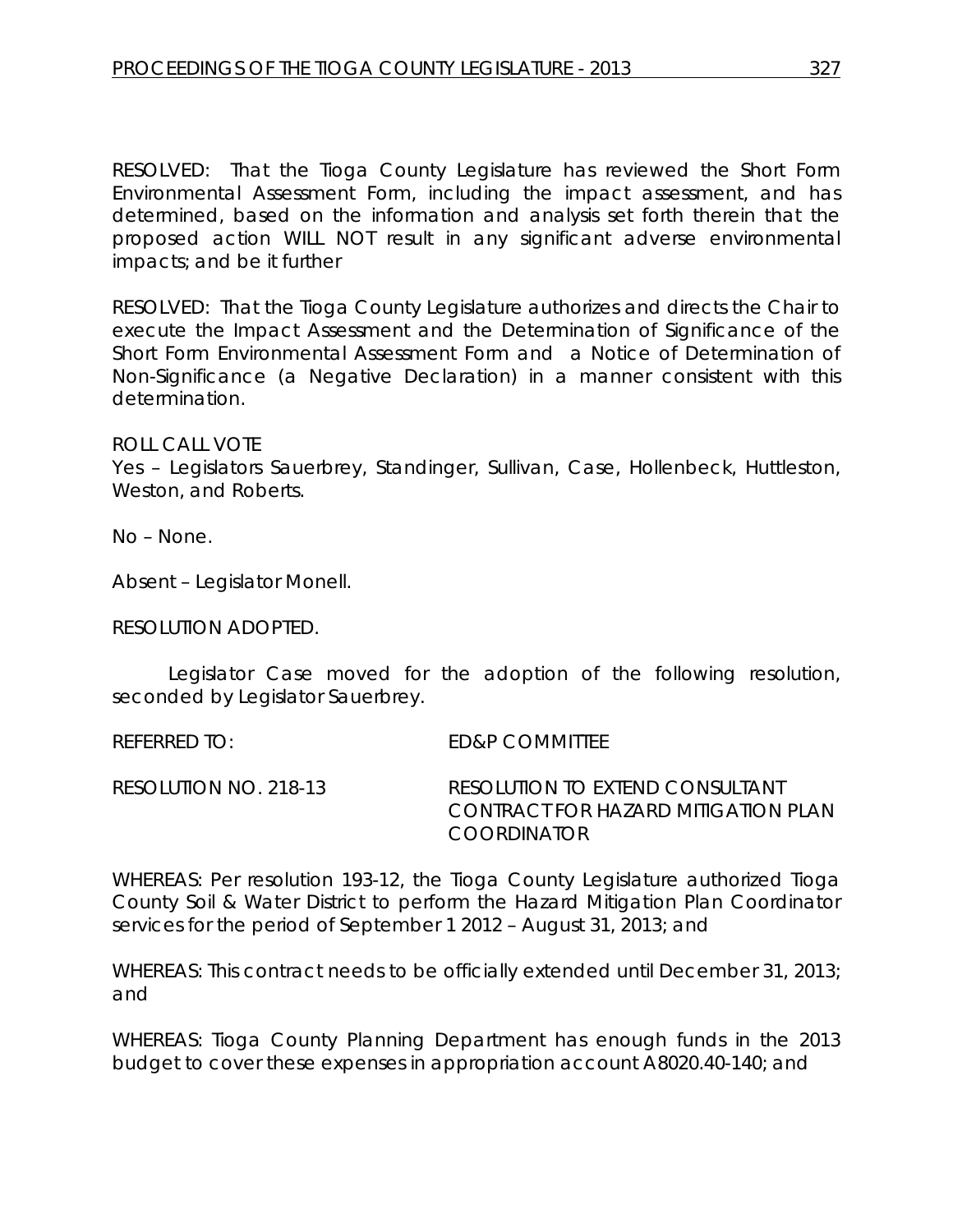RESOLVED: That the Tioga County Legislature has reviewed the Short Form Environmental Assessment Form, including the impact assessment, and has determined, based on the information and analysis set forth therein that the proposed action WILL NOT result in any significant adverse environmental impacts; and be it further

RESOLVED: That the Tioga County Legislature authorizes and directs the Chair to execute the Impact Assessment and the Determination of Significance of the Short Form Environmental Assessment Form and a Notice of Determination of Non-Significance (a Negative Declaration) in a manner consistent with this determination.

ROLL CALL VOTE
Yes – Legislators Sauerbrey, Standinger, Sullivan, Case, Hollenbeck, Huttleston, Weston, and Roberts.

No – None.

Absent – Legislator Monell.

RESOLUTION ADOPTED.

Legislator Case moved for the adoption of the following resolution, seconded by Legislator Sauerbrey.

REFERRED TO: ED&P COMMITTEE

RESOLUTION NO. 218-13 RESOLUTION TO EXTEND CONSULTANT CONTRACT FOR HAZARD MITIGATION PLAN COORDINATOR

WHEREAS: Per resolution 193-12, the Tioga County Legislature authorized Tioga County Soil & Water District to perform the Hazard Mitigation Plan Coordinator services for the period of September 1 2012 – August 31, 2013; and

WHEREAS: This contract needs to be officially extended until December 31, 2013; and

WHEREAS: Tioga County Planning Department has enough funds in the 2013 budget to cover these expenses in appropriation account A8020.40-140; and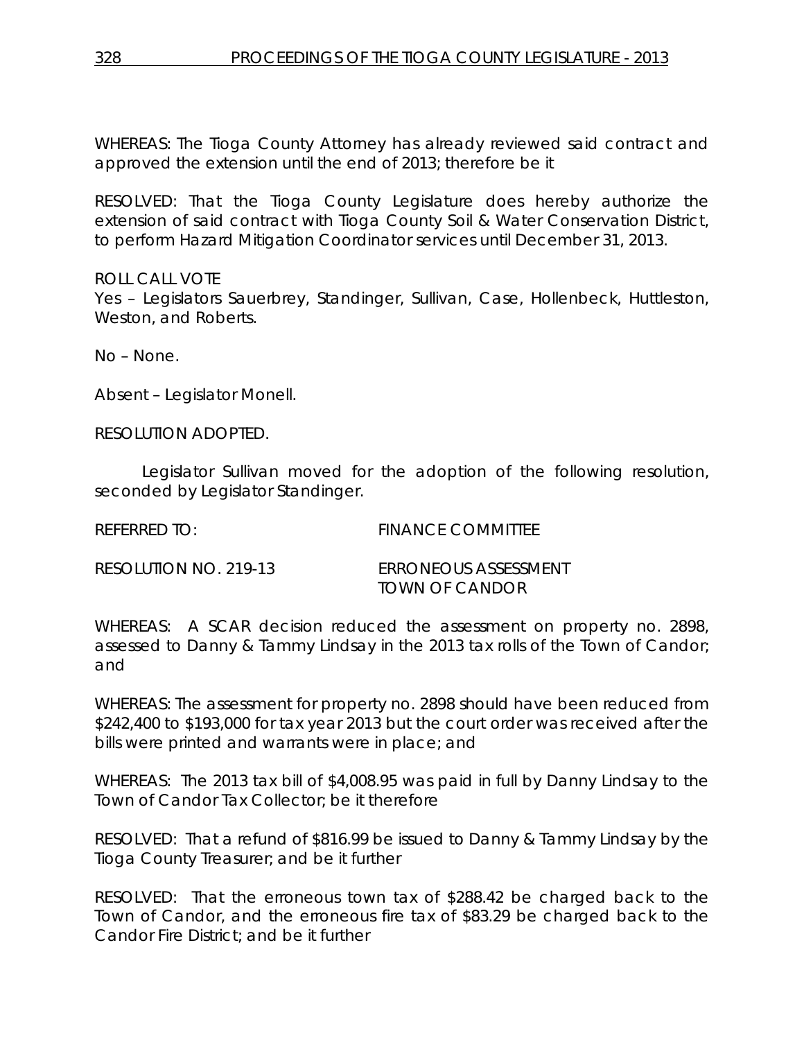WHEREAS: The Tioga County Attorney has already reviewed said contract and approved the extension until the end of 2013; therefore be it

RESOLVED: That the Tioga County Legislature does hereby authorize the extension of said contract with Tioga County Soil & Water Conservation District, to perform Hazard Mitigation Coordinator services until December 31, 2013.

ROLL CALL VOTE
Yes – Legislators Sauerbrey, Standinger, Sullivan, Case, Hollenbeck, Huttleston, Weston, and Roberts.

No – None.

Absent – Legislator Monell.

RESOLUTION ADOPTED.

Legislator Sullivan moved for the adoption of the following resolution, seconded by Legislator Standinger.

REFERRED TO: FINANCE COMMITTEE

RESOLUTION NO. 219-13 ERRONEOUS ASSESSMENT TOWN OF CANDOR

WHEREAS: A SCAR decision reduced the assessment on property no. 2898, assessed to Danny & Tammy Lindsay in the 2013 tax rolls of the Town of Candor; and

WHEREAS: The assessment for property no. 2898 should have been reduced from $242,400 to $193,000 for tax year 2013 but the court order was received after the bills were printed and warrants were in place; and

WHEREAS: The 2013 tax bill of $4,008.95 was paid in full by Danny Lindsay to the Town of Candor Tax Collector; be it therefore

RESOLVED: That a refund of $816.99 be issued to Danny & Tammy Lindsay by the Tioga County Treasurer; and be it further

RESOLVED: That the erroneous town tax of $288.42 be charged back to the Town of Candor, and the erroneous fire tax of $83.29 be charged back to the Candor Fire District; and be it further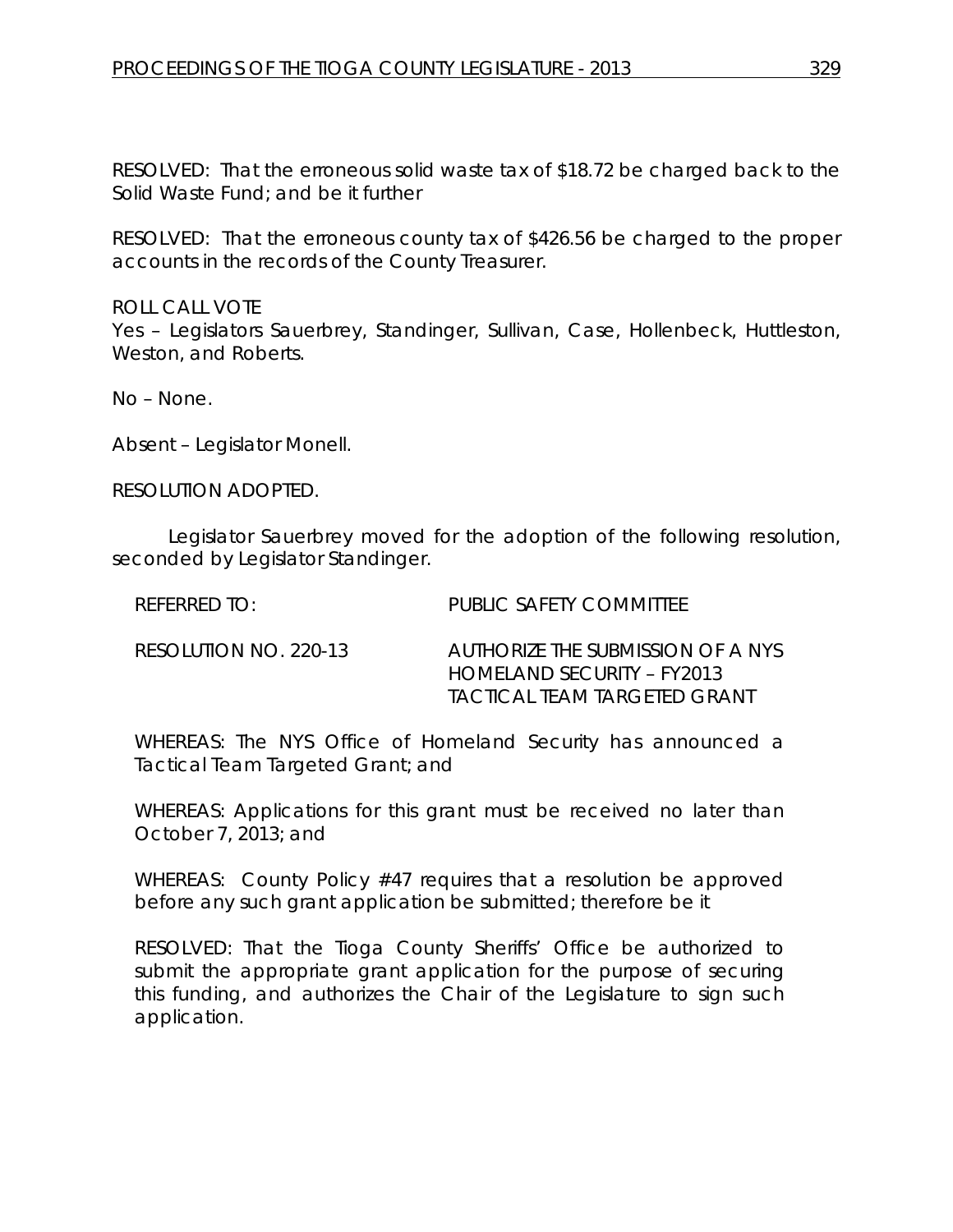RESOLVED: That the erroneous solid waste tax of $18.72 be charged back to the Solid Waste Fund; and be it further

RESOLVED: That the erroneous county tax of $426.56 be charged to the proper accounts in the records of the County Treasurer.

ROLL CALL VOTE
Yes – Legislators Sauerbrey, Standinger, Sullivan, Case, Hollenbeck, Huttleston, Weston, and Roberts.

No – None.

Absent – Legislator Monell.

RESOLUTION ADOPTED.

Legislator Sauerbrey moved for the adoption of the following resolution, seconded by Legislator Standinger.

REFERRED TO: PUBLIC SAFETY COMMITTEE

RESOLUTION NO. 220-13 AUTHORIZE THE SUBMISSION OF A NYS HOMELAND SECURITY – FY2013 TACTICAL TEAM TARGETED GRANT

WHEREAS: The NYS Office of Homeland Security has announced a Tactical Team Targeted Grant; and

WHEREAS: Applications for this grant must be received no later than October 7, 2013; and

WHEREAS: County Policy #47 requires that a resolution be approved before any such grant application be submitted; therefore be it

RESOLVED: That the Tioga County Sheriffs' Office be authorized to submit the appropriate grant application for the purpose of securing this funding, and authorizes the Chair of the Legislature to sign such application.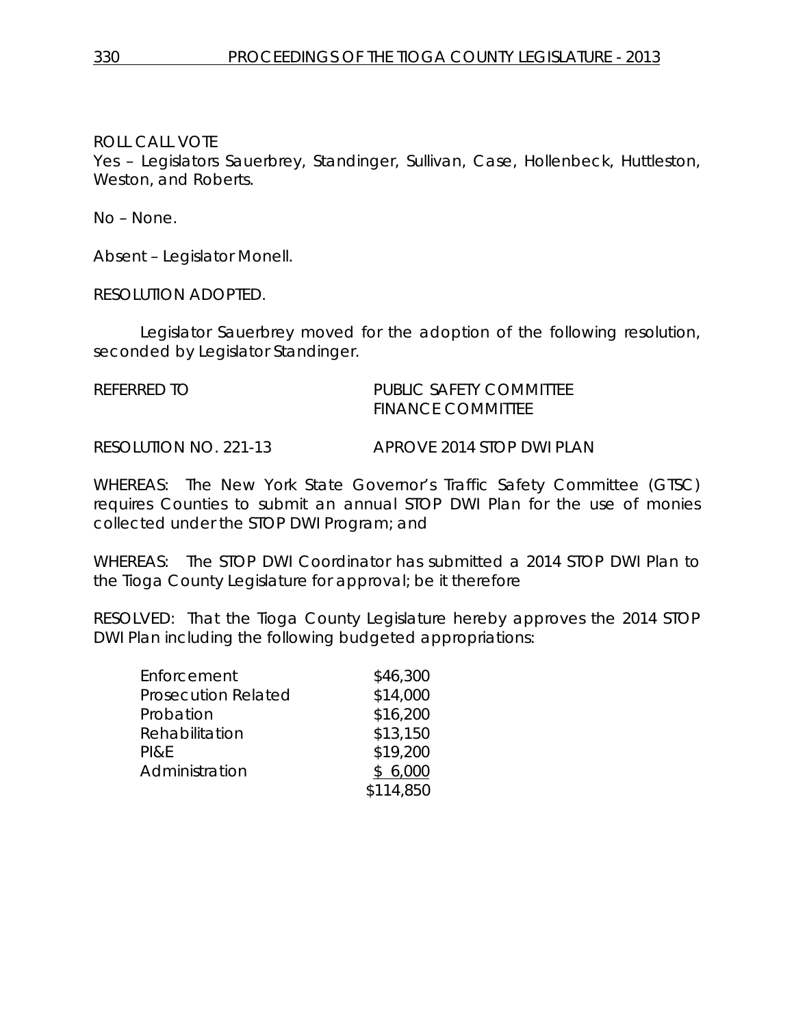ROLL CALL VOTE
Yes – Legislators Sauerbrey, Standinger, Sullivan, Case, Hollenbeck, Huttleston, Weston, and Roberts.

No – None.

Absent – Legislator Monell.

RESOLUTION ADOPTED.

Legislator Sauerbrey moved for the adoption of the following resolution, seconded by Legislator Standinger.

REFERRED TO                    PUBLIC SAFETY COMMITTEE
                               FINANCE COMMITTEE

RESOLUTION NO. 221-13          APROVE 2014 STOP DWI PLAN

WHEREAS: The New York State Governor's Traffic Safety Committee (GTSC) requires Counties to submit an annual STOP DWI Plan for the use of monies collected under the STOP DWI Program; and

WHEREAS: The STOP DWI Coordinator has submitted a 2014 STOP DWI Plan to the Tioga County Legislature for approval; be it therefore

RESOLVED: That the Tioga County Legislature hereby approves the 2014 STOP DWI Plan including the following budgeted appropriations:

| | |
|---|---|
| Enforcement | $46,300 |
| Prosecution Related | $14,000 |
| Probation | $16,200 |
| Rehabilitation | $13,150 |
| PI&E | $19,200 |
| Administration | $ 6,000 |
| | $114,850 |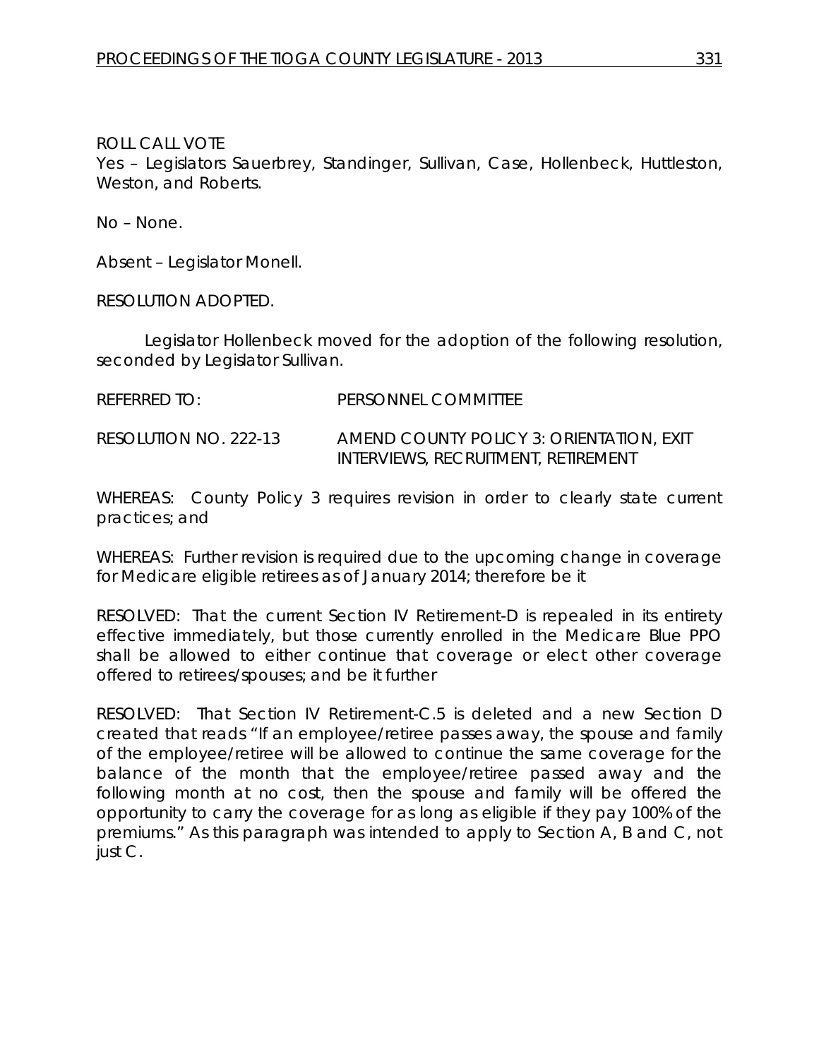ROLL CALL VOTE
Yes – Legislators Sauerbrey, Standinger, Sullivan, Case, Hollenbeck, Huttleston, Weston, and Roberts.

No – None.

Absent – Legislator Monell.

RESOLUTION ADOPTED.

Legislator Hollenbeck moved for the adoption of the following resolution, seconded by Legislator Sullivan.

REFERRED TO: PERSONNEL COMMITTEE

RESOLUTION NO. 222-13 AMEND COUNTY POLICY 3: ORIENTATION, EXIT INTERVIEWS, RECRUITMENT, RETIREMENT

WHEREAS: County Policy 3 requires revision in order to clearly state current practices; and

WHEREAS: Further revision is required due to the upcoming change in coverage for Medicare eligible retirees as of January 2014; therefore be it

RESOLVED: That the current Section IV Retirement-D is repealed in its entirety effective immediately, but those currently enrolled in the Medicare Blue PPO shall be allowed to either continue that coverage or elect other coverage offered to retirees/spouses; and be it further

RESOLVED: That Section IV Retirement-C.5 is deleted and a new Section D created that reads "If an employee/retiree passes away, the spouse and family of the employee/retiree will be allowed to continue the same coverage for the balance of the month that the employee/retiree passed away and the following month at no cost, then the spouse and family will be offered the opportunity to carry the coverage for as long as eligible if they pay 100% of the premiums." As this paragraph was intended to apply to Section A, B and C, not just C.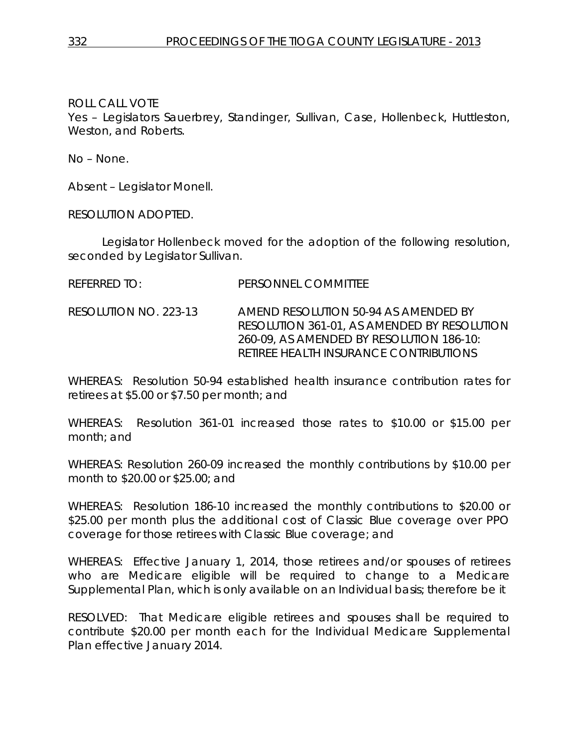ROLL CALL VOTE
Yes – Legislators Sauerbrey, Standinger, Sullivan, Case, Hollenbeck, Huttleston, Weston, and Roberts.

No – None.

Absent – Legislator Monell.

RESOLUTION ADOPTED.

Legislator Hollenbeck moved for the adoption of the following resolution, seconded by Legislator Sullivan.

REFERRED TO: PERSONNEL COMMITTEE

RESOLUTION NO. 223-13 AMEND RESOLUTION 50-94 AS AMENDED BY RESOLUTION 361-01, AS AMENDED BY RESOLUTION 260-09, AS AMENDED BY RESOLUTION 186-10: RETIREE HEALTH INSURANCE CONTRIBUTIONS

WHEREAS: Resolution 50-94 established health insurance contribution rates for retirees at $5.00 or $7.50 per month; and

WHEREAS: Resolution 361-01 increased those rates to $10.00 or $15.00 per month; and

WHEREAS: Resolution 260-09 increased the monthly contributions by $10.00 per month to $20.00 or $25.00; and

WHEREAS: Resolution 186-10 increased the monthly contributions to $20.00 or $25.00 per month plus the additional cost of Classic Blue coverage over PPO coverage for those retirees with Classic Blue coverage; and

WHEREAS: Effective January 1, 2014, those retirees and/or spouses of retirees who are Medicare eligible will be required to change to a Medicare Supplemental Plan, which is only available on an Individual basis; therefore be it

RESOLVED: That Medicare eligible retirees and spouses shall be required to contribute $20.00 per month each for the Individual Medicare Supplemental Plan effective January 2014.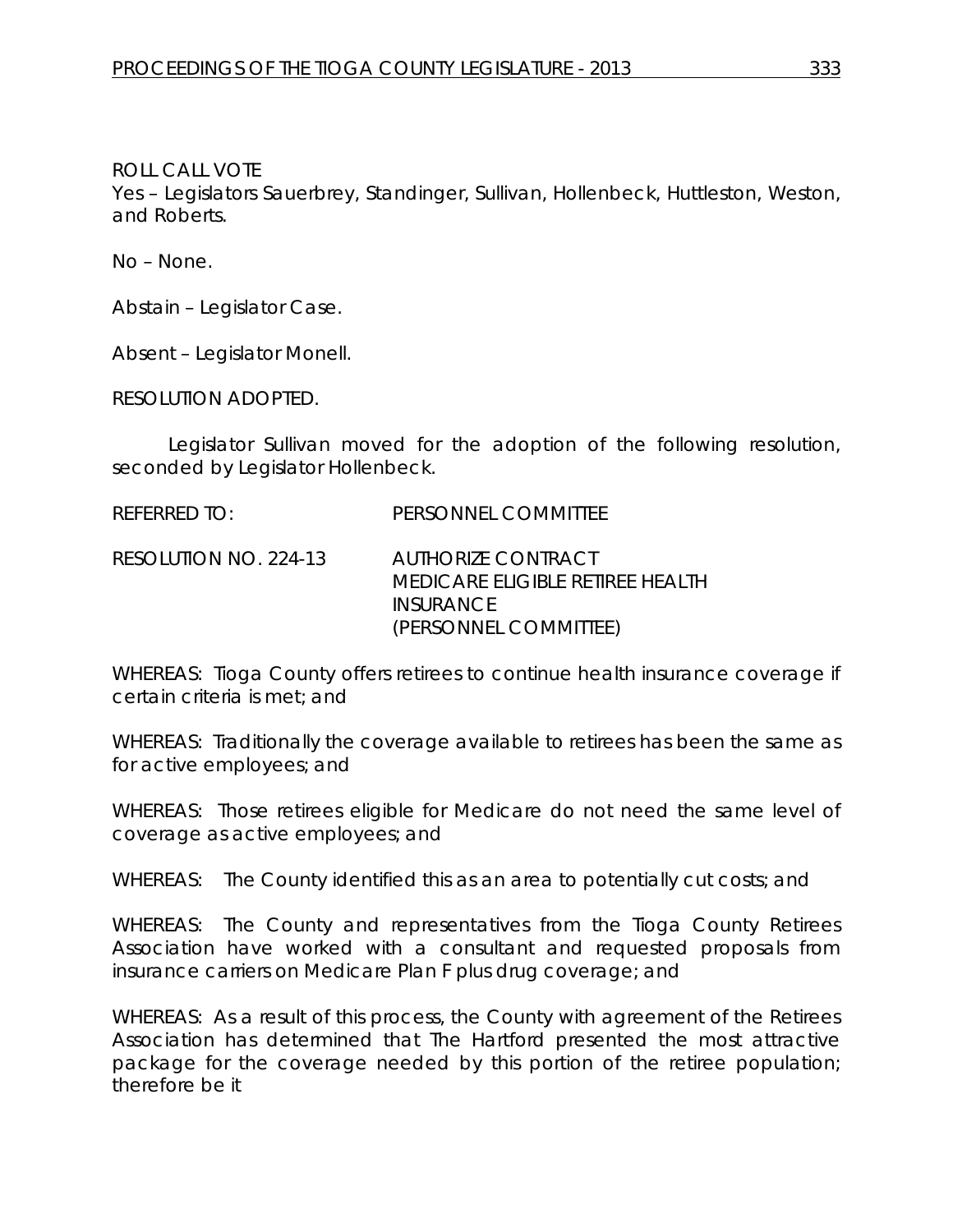ROLL CALL VOTE
Yes – Legislators Sauerbrey, Standinger, Sullivan, Hollenbeck, Huttleston, Weston, and Roberts.

No – None.

Abstain – Legislator Case.

Absent – Legislator Monell.

RESOLUTION ADOPTED.

Legislator Sullivan moved for the adoption of the following resolution, seconded by Legislator Hollenbeck.

REFERRED TO: PERSONNEL COMMITTEE

RESOLUTION NO. 224-13 AUTHORIZE CONTRACT
MEDICARE ELIGIBLE RETIREE HEALTH INSURANCE
(PERSONNEL COMMITTEE)

WHEREAS: Tioga County offers retirees to continue health insurance coverage if certain criteria is met; and

WHEREAS: Traditionally the coverage available to retirees has been the same as for active employees; and

WHEREAS: Those retirees eligible for Medicare do not need the same level of coverage as active employees; and

WHEREAS: The County identified this as an area to potentially cut costs; and

WHEREAS: The County and representatives from the Tioga County Retirees Association have worked with a consultant and requested proposals from insurance carriers on Medicare Plan F plus drug coverage; and

WHEREAS: As a result of this process, the County with agreement of the Retirees Association has determined that The Hartford presented the most attractive package for the coverage needed by this portion of the retiree population; therefore be it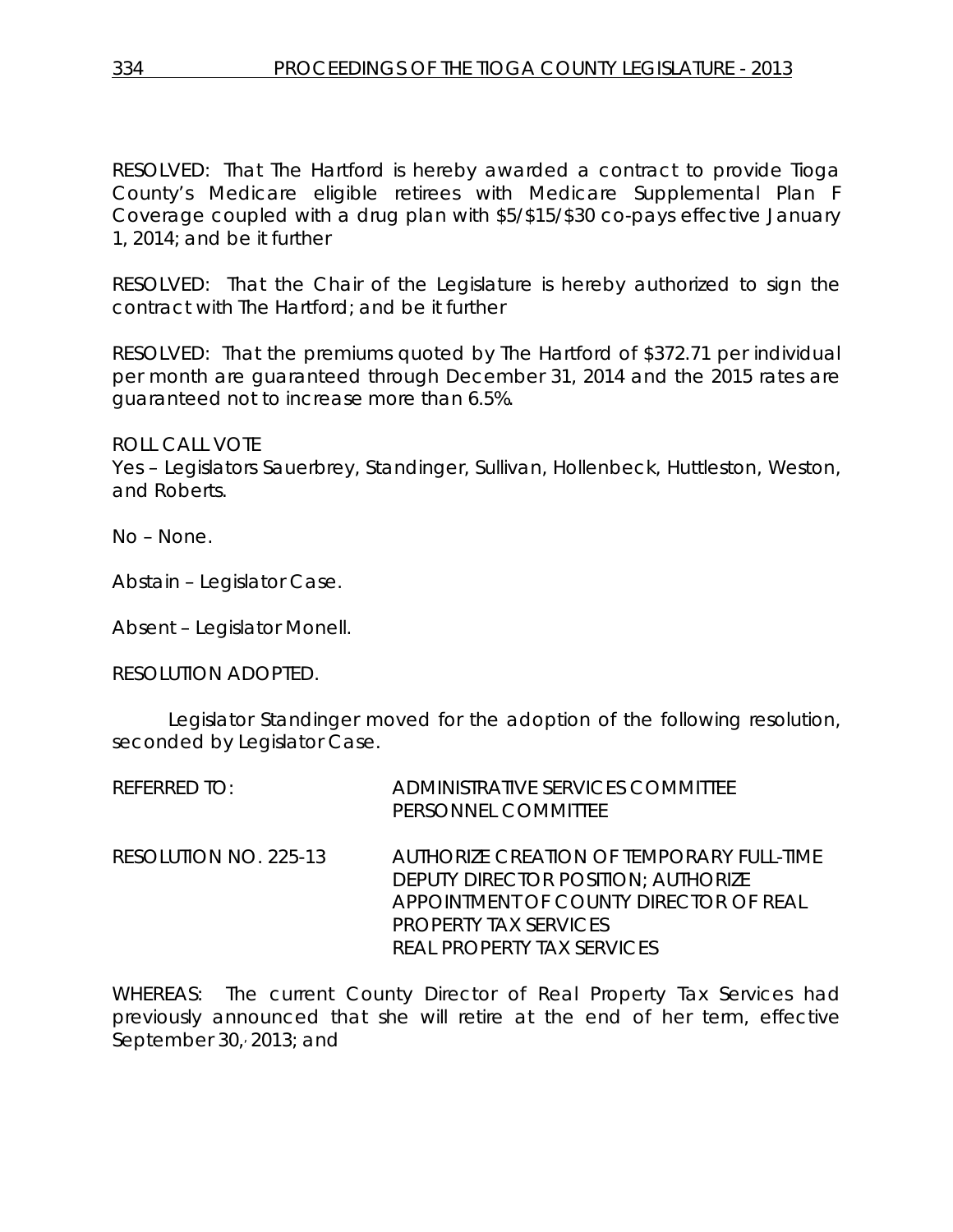RESOLVED: That The Hartford is hereby awarded a contract to provide Tioga County's Medicare eligible retirees with Medicare Supplemental Plan F Coverage coupled with a drug plan with $5/$15/$30 co-pays effective January 1, 2014; and be it further

RESOLVED: That the Chair of the Legislature is hereby authorized to sign the contract with The Hartford; and be it further

RESOLVED: That the premiums quoted by The Hartford of $372.71 per individual per month are guaranteed through December 31, 2014 and the 2015 rates are guaranteed not to increase more than 6.5%.

ROLL CALL VOTE
Yes – Legislators Sauerbrey, Standinger, Sullivan, Hollenbeck, Huttleston, Weston, and Roberts.

No – None.

Abstain – Legislator Case.

Absent – Legislator Monell.

RESOLUTION ADOPTED.

Legislator Standinger moved for the adoption of the following resolution, seconded by Legislator Case.

REFERRED TO: ADMINISTRATIVE SERVICES COMMITTEE
PERSONNEL COMMITTEE

RESOLUTION NO. 225-13 AUTHORIZE CREATION OF TEMPORARY FULL-TIME DEPUTY DIRECTOR POSITION; AUTHORIZE APPOINTMENT OF COUNTY DIRECTOR OF REAL PROPERTY TAX SERVICES
REAL PROPERTY TAX SERVICES

WHEREAS: The current County Director of Real Property Tax Services had previously announced that she will retire at the end of her term, effective September 30, 2013; and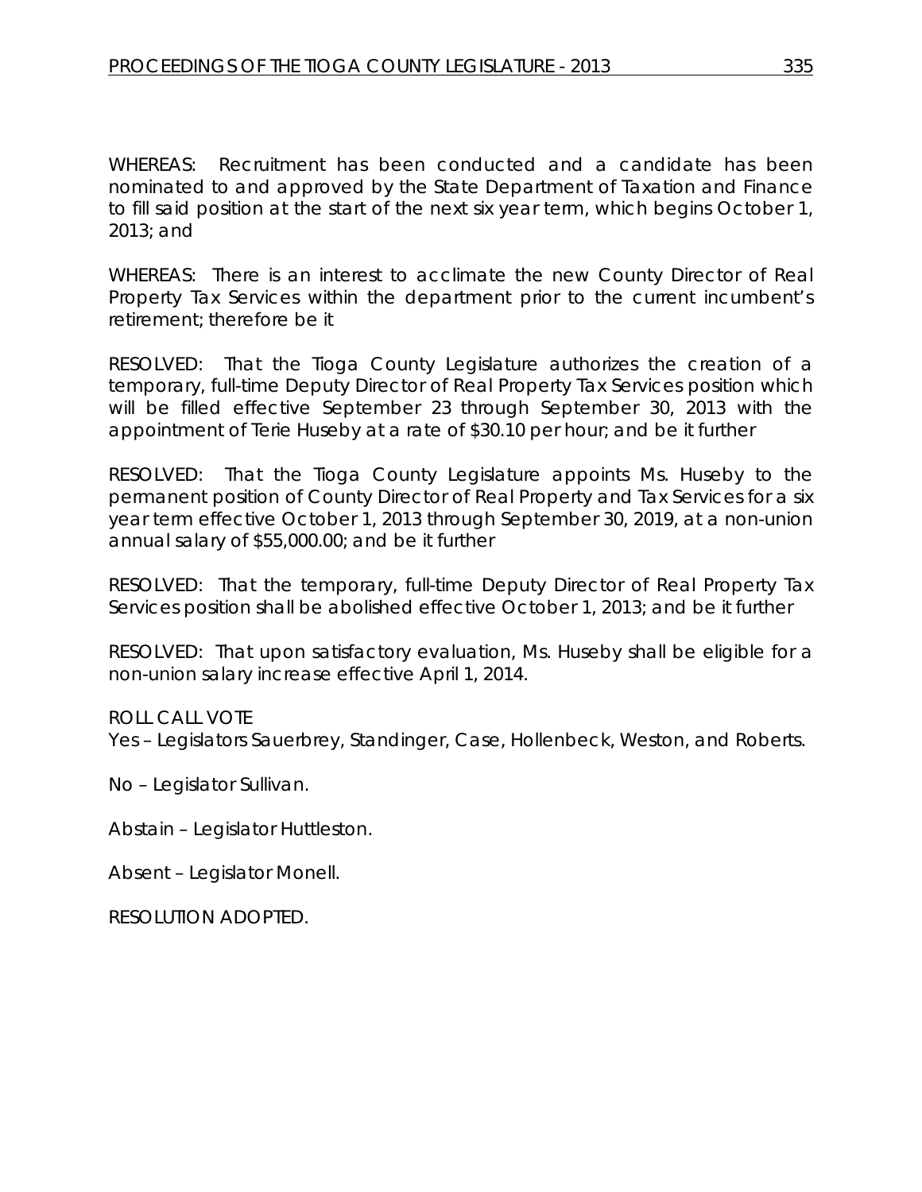WHEREAS: Recruitment has been conducted and a candidate has been nominated to and approved by the State Department of Taxation and Finance to fill said position at the start of the next six year term, which begins October 1, 2013; and

WHEREAS: There is an interest to acclimate the new County Director of Real Property Tax Services within the department prior to the current incumbent's retirement; therefore be it

RESOLVED: That the Tioga County Legislature authorizes the creation of a temporary, full-time Deputy Director of Real Property Tax Services position which will be filled effective September 23 through September 30, 2013 with the appointment of Terie Huseby at a rate of $30.10 per hour; and be it further

RESOLVED: That the Tioga County Legislature appoints Ms. Huseby to the permanent position of County Director of Real Property and Tax Services for a six year term effective October 1, 2013 through September 30, 2019, at a non-union annual salary of $55,000.00; and be it further

RESOLVED: That the temporary, full-time Deputy Director of Real Property Tax Services position shall be abolished effective October 1, 2013; and be it further

RESOLVED: That upon satisfactory evaluation, Ms. Huseby shall be eligible for a non-union salary increase effective April 1, 2014.

ROLL CALL VOTE
Yes – Legislators Sauerbrey, Standinger, Case, Hollenbeck, Weston, and Roberts.

No – Legislator Sullivan.

Abstain – Legislator Huttleston.

Absent – Legislator Monell.

RESOLUTION ADOPTED.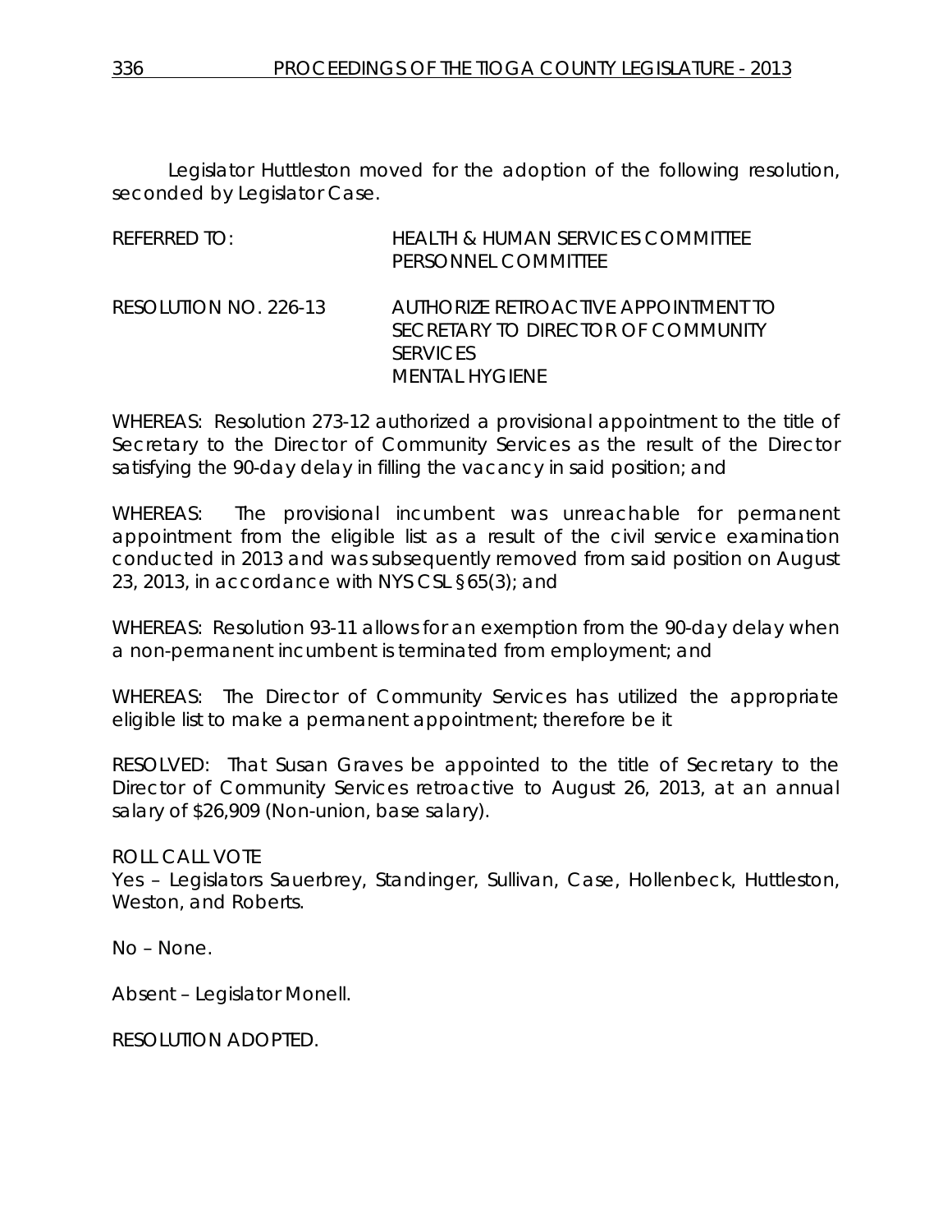Legislator Huttleston moved for the adoption of the following resolution, seconded by Legislator Case.

| | |
|---|---|
| REFERRED TO: | HEALTH & HUMAN SERVICES COMMITTEE<br>PERSONNEL COMMITTEE |
| RESOLUTION NO. 226-13 | AUTHORIZE RETROACTIVE APPOINTMENT TO SECRETARY TO DIRECTOR OF COMMUNITY SERVICES<br>MENTAL HYGIENE |

WHEREAS: Resolution 273-12 authorized a provisional appointment to the title of Secretary to the Director of Community Services as the result of the Director satisfying the 90-day delay in filling the vacancy in said position; and

WHEREAS: The provisional incumbent was unreachable for permanent appointment from the eligible list as a result of the civil service examination conducted in 2013 and was subsequently removed from said position on August 23, 2013, in accordance with NYS CSL §65(3); and

WHEREAS: Resolution 93-11 allows for an exemption from the 90-day delay when a non-permanent incumbent is terminated from employment; and

WHEREAS: The Director of Community Services has utilized the appropriate eligible list to make a permanent appointment; therefore be it

RESOLVED: That Susan Graves be appointed to the title of Secretary to the Director of Community Services retroactive to August 26, 2013, at an annual salary of $26,909 (Non-union, base salary).

ROLL CALL VOTE
Yes – Legislators Sauerbrey, Standinger, Sullivan, Case, Hollenbeck, Huttleston, Weston, and Roberts.

No – None.

Absent – Legislator Monell.

RESOLUTION ADOPTED.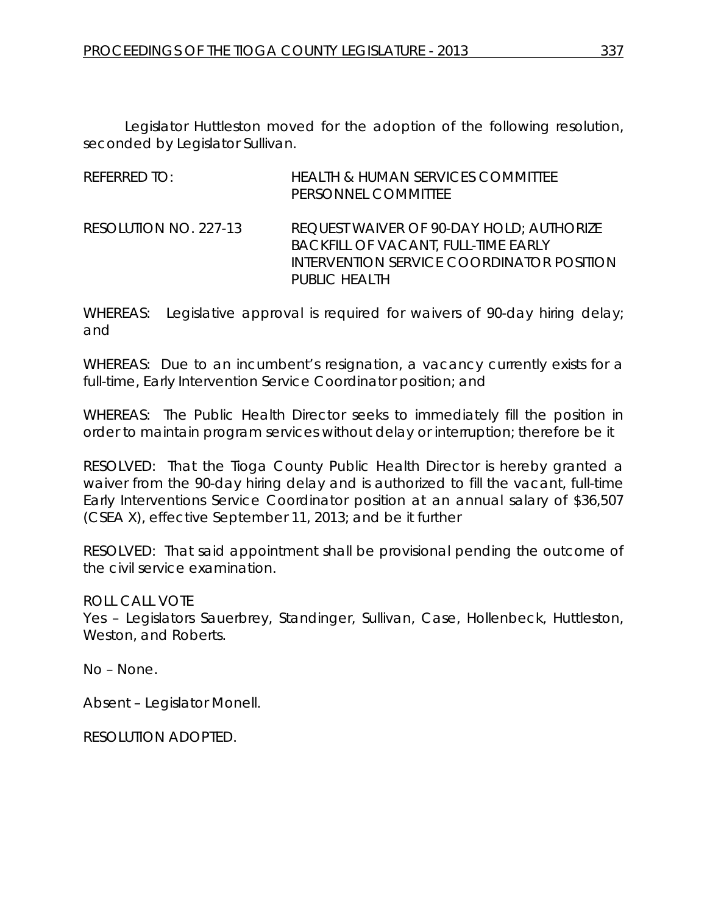Legislator Huttleston moved for the adoption of the following resolution, seconded by Legislator Sullivan.

REFERRED TO: HEALTH & HUMAN SERVICES COMMITTEE
PERSONNEL COMMITTEE

RESOLUTION NO. 227-13 REQUEST WAIVER OF 90-DAY HOLD; AUTHORIZE BACKFILL OF VACANT, FULL-TIME EARLY INTERVENTION SERVICE COORDINATOR POSITION PUBLIC HEALTH

WHEREAS: Legislative approval is required for waivers of 90-day hiring delay; and

WHEREAS: Due to an incumbent's resignation, a vacancy currently exists for a full-time, Early Intervention Service Coordinator position; and

WHEREAS: The Public Health Director seeks to immediately fill the position in order to maintain program services without delay or interruption; therefore be it

RESOLVED: That the Tioga County Public Health Director is hereby granted a waiver from the 90-day hiring delay and is authorized to fill the vacant, full-time Early Interventions Service Coordinator position at an annual salary of $36,507 (CSEA X), effective September 11, 2013; and be it further

RESOLVED: That said appointment shall be provisional pending the outcome of the civil service examination.

ROLL CALL VOTE
Yes – Legislators Sauerbrey, Standinger, Sullivan, Case, Hollenbeck, Huttleston, Weston, and Roberts.

No – None.

Absent – Legislator Monell.

RESOLUTION ADOPTED.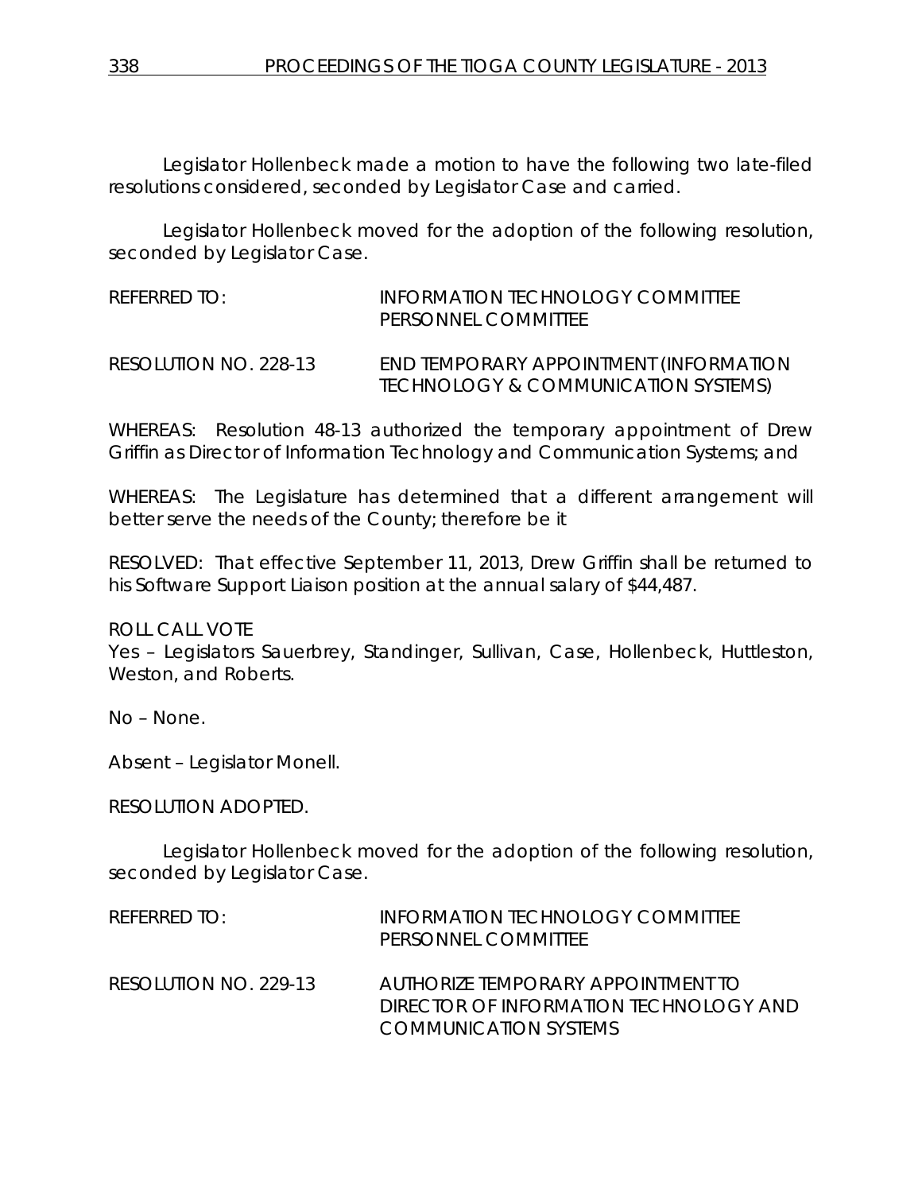Legislator Hollenbeck made a motion to have the following two late-filed resolutions considered, seconded by Legislator Case and carried.

Legislator Hollenbeck moved for the adoption of the following resolution, seconded by Legislator Case.

REFERRED TO: INFORMATION TECHNOLOGY COMMITTEE
PERSONNEL COMMITTEE

RESOLUTION NO. 228-13 END TEMPORARY APPOINTMENT (INFORMATION TECHNOLOGY & COMMUNICATION SYSTEMS)

WHEREAS: Resolution 48-13 authorized the temporary appointment of Drew Griffin as Director of Information Technology and Communication Systems; and

WHEREAS: The Legislature has determined that a different arrangement will better serve the needs of the County; therefore be it

RESOLVED: That effective September 11, 2013, Drew Griffin shall be returned to his Software Support Liaison position at the annual salary of $44,487.

ROLL CALL VOTE
Yes – Legislators Sauerbrey, Standinger, Sullivan, Case, Hollenbeck, Huttleston, Weston, and Roberts.

No – None.

Absent – Legislator Monell.

RESOLUTION ADOPTED.

Legislator Hollenbeck moved for the adoption of the following resolution, seconded by Legislator Case.

REFERRED TO: INFORMATION TECHNOLOGY COMMITTEE
PERSONNEL COMMITTEE

RESOLUTION NO. 229-13 AUTHORIZE TEMPORARY APPOINTMENT TO DIRECTOR OF INFORMATION TECHNOLOGY AND COMMUNICATION SYSTEMS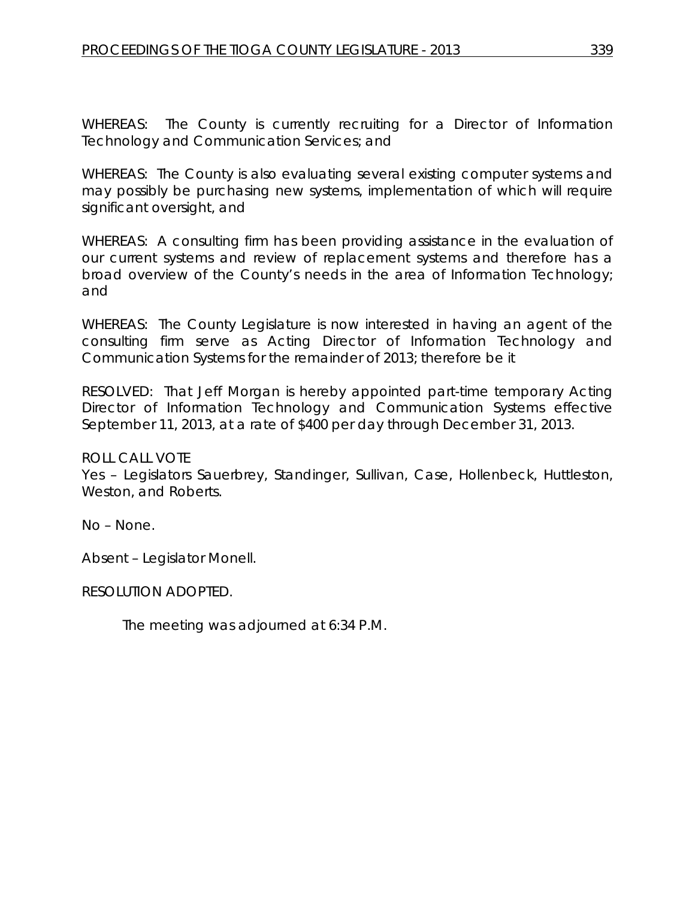WHEREAS: The County is currently recruiting for a Director of Information Technology and Communication Services; and

WHEREAS: The County is also evaluating several existing computer systems and may possibly be purchasing new systems, implementation of which will require significant oversight, and

WHEREAS: A consulting firm has been providing assistance in the evaluation of our current systems and review of replacement systems and therefore has a broad overview of the County's needs in the area of Information Technology; and

WHEREAS: The County Legislature is now interested in having an agent of the consulting firm serve as Acting Director of Information Technology and Communication Systems for the remainder of 2013; therefore be it

RESOLVED: That Jeff Morgan is hereby appointed part-time temporary Acting Director of Information Technology and Communication Systems effective September 11, 2013, at a rate of $400 per day through December 31, 2013.

ROLL CALL VOTE
Yes – Legislators Sauerbrey, Standinger, Sullivan, Case, Hollenbeck, Huttleston, Weston, and Roberts.

No – None.

Absent – Legislator Monell.

RESOLUTION ADOPTED.

The meeting was adjourned at 6:34 P.M.